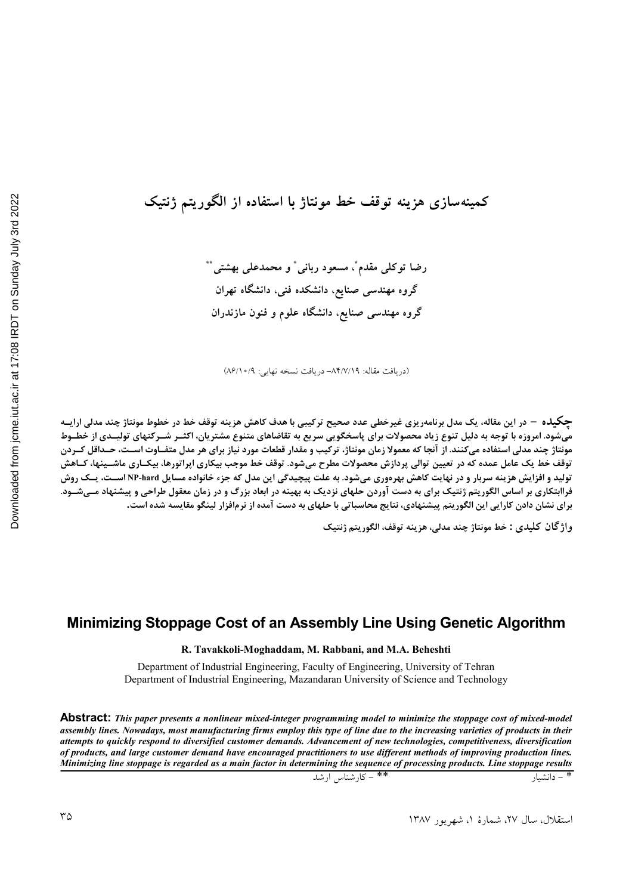# کمینه‌سازی هزینه توقف خط مونتاژ با استفاده از الگوریتم ژنتیک

رضا توکلی مقدم*، مسعود ربانی* و محمدعلی بهشتی**

گروه مهندسی صنایع، دانشکده فنی، دانشگاه تهران

گروه مهندسی صنایع، دانشگاه علوم و فنون مازندران

(دریافت مقاله: ۸۴/۷/۱۹ – دریافت نسخه نهایی: ۸۶/۱۰/۹)

**چکیده** – در این مقاله، یک مدل برنامه‌ریزی غیرخطی عدد صحیح ترکیبی با هدف کاهش هزینه توقف خط در خطوط مونتاژ چند مدلی ارایه می‌شود. امروزه با توجه به دلیل تنوع زیاد محصولات برای پاسخگویی سریع به تقاضاهای متنوع مشتریان، اکثر شرکتهای تولیدی از خطوط مونتاژ چند مدلی استفاده می‌کنند. از آنجا که معمولا زمان مونتاژ، ترکیب و مقدار قطعات مورد نیاز برای هر مدل متفاوت است، حداقل کردن توقف خط یک عامل عمده که در تعیین توالی پردازش محصولات مطرح می‌شود. توقف خط موجب بیکاری اپراتورها، بیکاری ماشینها، کاهش تولید و افزایش هزینه سربار و در نهایت کاهش بهره‌وری می‌شود. به علت پیچیدگی این مدل که جزء خانواده مسایل NP-hard است، یک روش فراابتکاری بر اساس الگوریتم ژنتیک برای به دست آوردن حلهای نزدیک به بهینه در ابعاد بزرگ و در زمان معقول طراحی و پیشنهاد می‌شود. برای نشان دادن کارایی این الگوریتم پیشنهادی، نتایج محاسباتی با حلهای به دست آمده از نرم‌افزار لینگو مقایسه شده است.

**واژگان کلیدی :** خط مونتاژ چند مدلی، هزینه توقف، الگوریتم ژنتیک

## Minimizing Stoppage Cost of an Assembly Line Using Genetic Algorithm

**R. Tavakkoli-Moghaddam, M. Rabbani, and M.A. Beheshti**

Department of Industrial Engineering, Faculty of Engineering, University of Tehran

Department of Industrial Engineering, Mazandaran University of Science and Technology

**Abstract:** *This paper presents a nonlinear mixed-integer programming model to minimize the stoppage cost of mixed-model assembly lines. Nowadays, most manufacturing firms employ this type of line due to the increasing varieties of products in their attempts to quickly respond to diversified customer demands. Advancement of new technologies, competitiveness, diversification of products, and large customer demand have encouraged practitioners to use different methods of improving production lines. Minimizing line stoppage is regarded as a main factor in determining the sequence of processing products. Line stoppage results*

* – دانشیار

** – کارشناس ارشد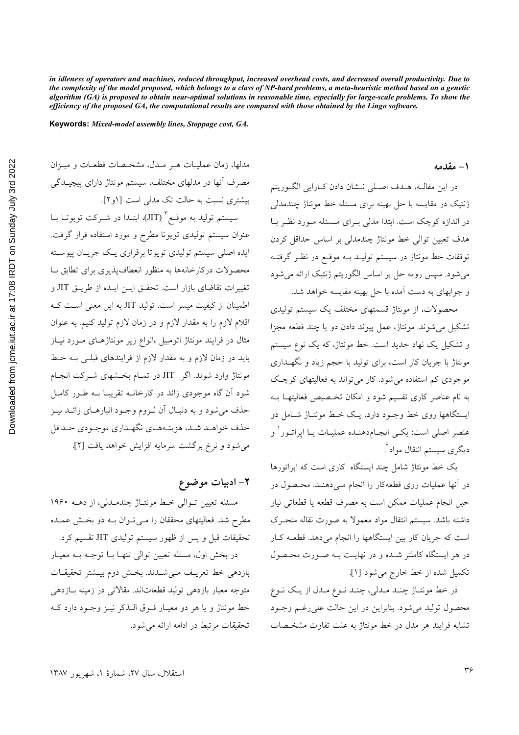*in idleness of operators and machines, reduced throughput, increased overhead costs, and decreased overall productivity. Due to the complexity of the model proposed, which belongs to a class of NP-hard problems, a meta-heuristic method based on a genetic algorithm (GA) is proposed to obtain near-optimal solutions in reasonable time, especially for large-scale problems. To show the efficiency of the proposed GA, the computational results are compared with those obtained by the Lingo software.*

**Keywords:** *Mixed-model assembly lines, Stoppage cost, GA.*

## ۱- مقدمه

در این مقاله، هدف اصلی نشان دادن کارایی الگوریتم ژنتیک در مقایسه با حل بهینه برای مسئله خط مونتاژ چندمدلی در اندازه کوچک است. ابتدا مدلی برای مسئله مورد نظر با هدف تعیین توالی خط مونتاژ چندمدلی بر اساس حداقل کردن توقفات خط مونتاژ در سیستم تولید به موقع در نظر گرفته می‌شود. سپس رویه حل بر اساس الگوریتم ژنتیک ارائه می‌شود و جوابهای به دست آمده با حل بهینه مقایسه خواهد شد.

محصولات، از مونتاژ قسمتهای مختلف یک سیستم تولیدی تشکیل می‌شوند. مونتاژ، عمل پیوند دادن دو یا چند قطعه مجزا و تشکیل یک نهاد جدید است. خط مونتاژ، که یک نوع سیستم مونتاژ با جریان کار است، برای تولید با حجم زیاد و نگهداری موجودی کم استفاده می‌شود. کار می‌تواند به فعالیتهای کوچک به نام عناصر کاری تقسیم شود و امکان تخصیص فعالیتها به ایستگاهها روی خط وجود دارد، یک خط مونتاژ شامل دو عنصر اصلی است: یکی انجام‌دهنده عملیات یا اپراتور[1] و دیگری سیستم انتقال مواد[2].

یک خط مونتاژ شامل چند ایستگاه کاری است که اپراتورها در آنها عملیات روی قطعه‌کار را انجام می‌دهند. محصول در حین انجام عملیات ممکن است به مصرف قطعه یا قطعاتی نیاز داشته باشد. سیستم انتقال مواد معمولا به صورت نقاله متحرک است که جریان کار بین ایستگاهها را انجام می‌دهد. قطعه کار در هر ایستگاه کاملتر شده و در نهایت به صورت محصول تکمیل شده از خط خارج می‌شود [۱].

در خط مونتاژ چند مدلی، چند نوع مدل از یک نوع محصول تولید می‌شود. بنابراین در این حالت علی‌رغم وجود تشابه فرایند هر مدل در خط مونتاژ به علت تفاوت مشخصات مدلها، زمان عملیات هر مدل، مشخصات قطعات و میزان مصرف آنها در مدلهای مختلف، سیستم مونتاژ دارای پیچیدگی بیشتری نسبت به حالت تک مدلی است [۱و۲].

سیستم تولید به موقع[3] (JIT)، ابتدا در شرکت تویوتا با عنوان سیستم تولیدی تویوتا مطرح و مورد استفاده قرار گرفت. ایده اصلی سیستم تولیدی تویوتا برقراری یک جریان پیوسته محصولات درکارخانه‌ها به منظور انعطاف‌پذیری برای تطابق با تغییرات تقاضای بازار است. تحقق این ایده از طریق JIT و اطمینان از کیفیت میسر است. تولید JIT به این معنی است که اقلام لازم را به مقدار لازم و در زمان لازم تولید کنیم. به عنوان مثال در فرایند مونتاژ اتومبیل ،انواع زیر مونتاژهای مورد نیاز باید در زمان لازم و به مقدار لازم از فرایندهای قبلی به خط مونتاژ وارد شوند. اگر JIT در تمام بخشهای شرکت انجام شود آن گاه موجودی زائد در کارخانه تقریبا به طور کامل حذف می‌شود و به دنبال آن لزوم وجود انبارهای زائد نیز حذف خواهد شد، هزینه‌های نگهداری موجودی حداقل می‌شود و نرخ برگشت سرمایه افزایش خواهد یافت [۲].

## ۲- ادبیات موضوع

مسئله تعیین توالی خط مونتاژ چندمدلی، از دهه ۱۹۶۰ مطرح شد. فعالیتهای محققان را می‌توان به دو بخش عمده تحقیقات قبل و پس از ظهور سیستم تولیدی JIT تقسیم کرد.

در بخش اول، مسئله تعیین توالی تنها با توجه به معیار بازدهی خط تعریف می‌شدند. بخش دوم بیشتر تحقیقات متوجه معیار بازدهی تولید قطعات‌اند. مقالاتی در زمینه بازدهی خط مونتاژ و یا هر دو معیار فوق الذکر نیز وجود دارد که تحقیقات مرتبط در ادامه ارائه می‌شود.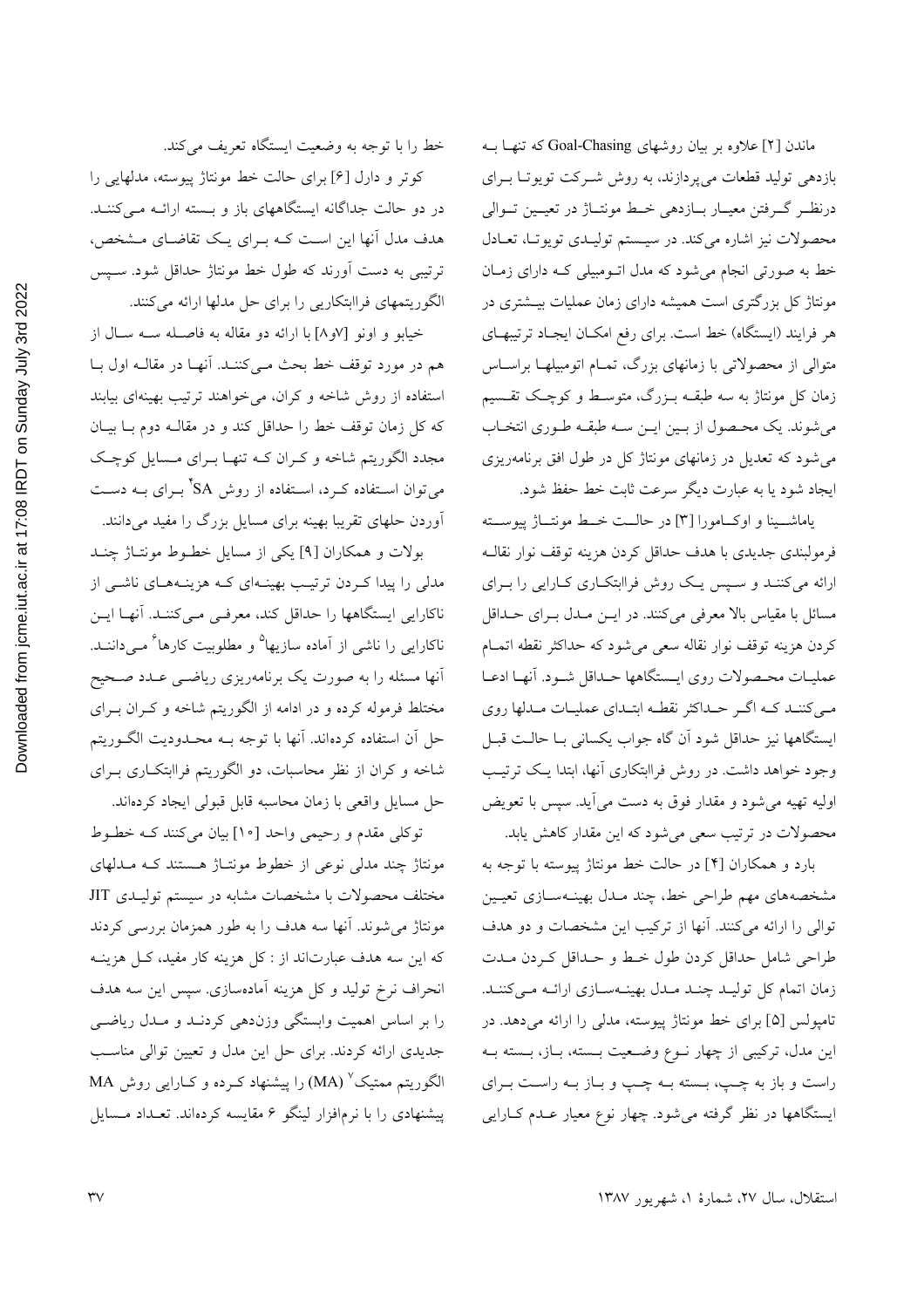ماندن [۲] علاوه بر بیان روشهای Goal-Chasing که تنها به بازدهی تولید قطعات می‌پردازند، به روش شرکت تویوتا برای درنظر گرفتن معیار بازدهی خط مونتاژ در تعیین توالی محصولات نیز اشاره می‌کند. در سیستم تولیدی تویوتا، تعادل خط به صورتی انجام می‌شود که مدل اتومبیلی که دارای زمان مونتاژ کل بزرگتری است همیشه دارای زمان عملیات بیشتری در هر فرایند (ایستگاه) خط است. برای رفع امکان ایجاد ترتیبهای متوالی از محصولاتی با زمانهای بزرگ، تمام اتومبیلها براساس زمان کل مونتاژ به سه طبقه بزرگ، متوسط و کوچک تقسیم می‌شوند. یک محصول از بین این سه طبقه طوری انتخاب می‌شود که تعدیل در زمانهای مونتاژ کل در طول افق برنامه‌ریزی ایجاد شود یا به عبارت دیگر سرعت ثابت خط حفظ شود.

یاماشینا و اوکامورا [۳] در حالت خط مونتاژ پیوسته فرمولبندی جدیدی با هدف حداقل کردن هزینه توقف نوار نقاله ارائه می‌کنند و سپس یک روش فراابتکاری کارایی را برای مسائل با مقیاس بالا معرفی می‌کنند. در این مدل برای حداقل کردن هزینه توقف نوار نقاله سعی می‌شود که حداکثر نقطه اتمام عملیات محصولات روی ایستگاهها حداقل شود. آنها ادعا می‌کنند که اگر حداکثر نقطه ابتدای عملیات مدلها روی ایستگاهها نیز حداقل شود آن گاه جواب یکسانی با حالت قبل وجود خواهد داشت. در روش فراابتکاری آنها، ابتدا یک ترتیب اولیه تهیه می‌شود و مقدار فوق به دست می‌آید. سپس با تعویض محصولات در ترتیب سعی می‌شود که این مقدار کاهش یابد.

بارد و همکاران [۴] در حالت خط مونتاژ پیوسته با توجه به مشخصه‌های مهم طراحی خط، چند مدل بهینه‌سازی تعیین توالی را ارائه می‌کنند. آنها از ترکیب این مشخصات و دو هدف طراحی شامل حداقل کردن طول خط و حداقل کردن مدت زمان اتمام کل تولید چند مدل بهینه‌سازی ارائه می‌کنند. تامپولس [۵] برای خط مونتاژ پیوسته، مدلی را ارائه می‌دهد. در این مدل، ترکیبی از چهار نوع وضعیت بسته، باز، بسته به راست و باز به چپ، بسته به چپ و باز به راست برای ایستگاهها در نظر گرفته می‌شود. چهار نوع معیار عدم کارایی خط را با توجه به وضعیت ایستگاه تعریف می‌کند.

کوتر و دارل [۶] برای حالت خط مونتاژ پیوسته، مدلهایی را در دو حالت جداگانه ایستگاههای باز و بسته ارائه می‌کنند. هدف مدل آنها این است که برای یک تقاضای مشخص، ترتیبی به دست آورند که طول خط مونتاژ حداقل شود. سپس الگوریتمهای فراابتکاری را برای حل مدلها ارائه می‌کنند.

خیابو و اونو [۷و۸] با ارائه دو مقاله به فاصله سه سال از هم در مورد توقف خط بحث می‌کنند. آنها در مقاله اول با استفاده از روش شاخه و کران، می‌خواهند ترتیب بهینه‌ای بیابند که کل زمان توقف خط را حداقل کند و در مقاله دوم با بیان مجدد الگوریتم شاخه و کران که تنها برای مسایل کوچک می‌توان استفاده کرد، استفاده از روش SA[4] برای به دست آوردن حلهای تقریبا بهینه برای مسایل بزرگ را مفید می‌دانند.

بولات و همکاران [۹] یکی از مسایل خطوط مونتاژ چند مدلی را پیدا کردن ترتیب بهینه‌ای که هزینه‌های ناشی از ناکارایی ایستگاهها را حداقل کند، معرفی می‌کنند. آنها این ناکارایی را ناشی از آماده سازیها[5] و مطلوبیت کارها[6] می‌دانند. آنها مسئله را به صورت یک برنامه‌ریزی ریاضی عدد صحیح مختلط فرموله کرده و در ادامه از الگوریتم شاخه و کران برای حل آن استفاده کرده‌اند. آنها با توجه به محدودیت الگوریتم شاخه و کران از نظر محاسبات، دو الگوریتم فراابتکاری برای حل مسایل واقعی با زمان محاسبه قابل قبولی ایجاد کرده‌اند.

توکلی مقدم و رحیمی واحد [۱۰] بیان می‌کنند که خطوط مونتاژ چند مدلی نوعی از خطوط مونتاژ هستند که مدلهای مختلف محصولات با مشخصات مشابه در سیستم تولیدی JIT مونتاژ می‌شوند. آنها سه هدف را به طور همزمان بررسی کردند که این سه هدف عبارت‌اند از : کل هزینه کار مفید، کل هزینه انحراف نرخ تولید و کل هزینه آماده‌سازی. سپس این سه هدف را بر اساس اهمیت وابستگی وزن‌دهی کردند و مدل ریاضی جدیدی ارائه کردند. برای حل این مدل و تعیین توالی مناسب الگوریتم ممتیک[7] (MA) را پیشنهاد کرده و کارایی روش MA پیشنهادی را با نرم‌افزار لینگو ۶ مقایسه کرده‌اند. تعداد مسایل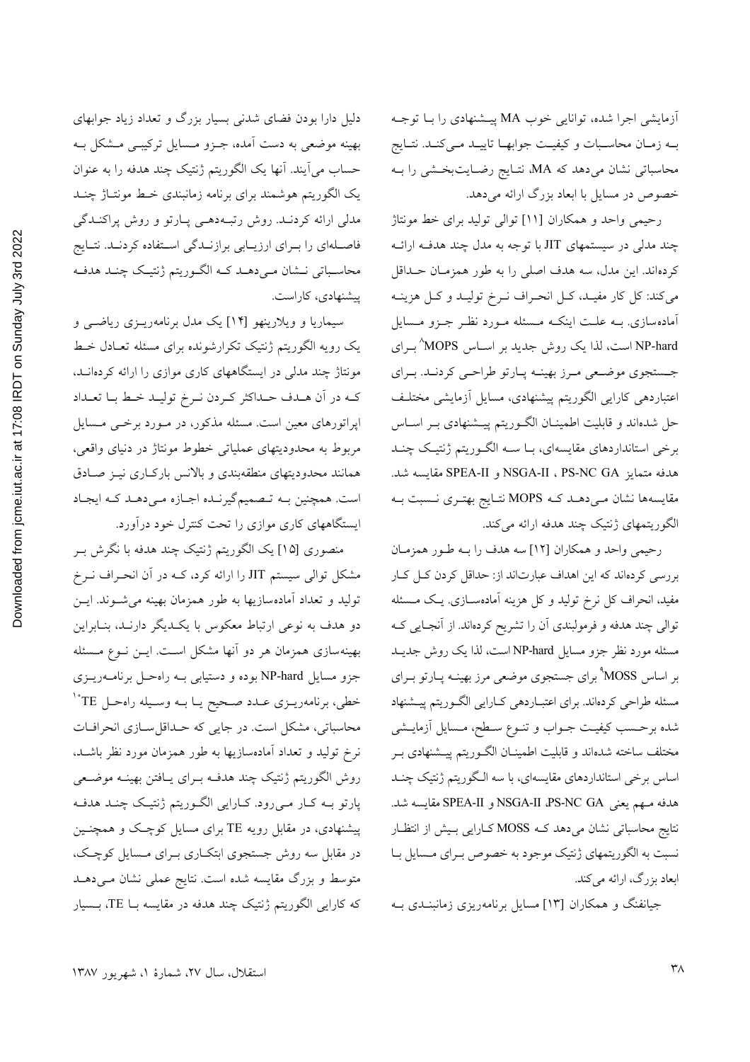آزمایشی اجرا شده، توانایی خوب MA پیشنهادی را با توجه به زمان محاسبات و کیفیت جوابها تایید می‌کند. نتایج محاسباتی نشان می‌دهد که MA، نتایج رضایت‌بخشی را به خصوص در مسایل با ابعاد بزرگ ارائه می‌دهد.

رحیمی واحد و همکاران [۱۱] توالی تولید برای خط مونتاژ چند مدلی در سیستمهای JIT با توجه به مدل چند هدفه ارائه کرده‌اند. این مدل، سه هدف اصلی را به طور همزمان حداقل می‌کند: کل کار مفید، کل انحراف نرخ تولید و کل هزینه آماده‌سازی. به علت اینکه مسئله مورد نظر جزو مسایل NP-hard است، لذا یک روش جدید بر اساس MOPS[۸] برای جستجوی موضعی مرز بهینه پارتو طراحی کردند. برای اعتباردهی کارایی الگوریتم پیشنهادی، مسایل آزمایشی مختلف حل شده‌اند و قابلیت اطمینان الگوریتم پیشنهادی بر اساس برخی استانداردهای مقایسه‌ای، با سه الگوریتم ژنتیک چند هدفه متمایز PS-NC GA ، NSGA-II و SPEA-II مقایسه شد. مقایسه‌ها نشان می‌دهد که MOPS نتایج بهتری نسبت به الگوریتمهای ژنتیک چند هدفه ارائه می‌کند.

رحیمی واحد و همکاران [۱۲] سه هدف را به طور همزمان بررسی کرده‌اند که این اهداف عبارت‌اند از: حداقل کردن کل کار مفید، انحراف کل نرخ تولید و کل هزینه آماده‌سازی. یک مسئله توالی چند هدفه و فرمولبندی آن را تشریح کرده‌اند. از آنجایی که مسئله مورد نظر جزو مسایل NP-hard است، لذا یک روش جدید بر اساس MOSS[۹] برای جستجوی موضعی مرز بهینه پارتو برای مسئله طراحی کرده‌اند. برای اعتباردهی کارایی الگوریتم پیشنهاد شده برحسب کیفیت جواب و تنوع سطح، مسایل آزمایشی مختلف ساخته شده‌اند و قابلیت اطمینان الگوریتم پیشنهادی بر اساس برخی استانداردهای مقایسه‌ای، با سه الگوریتم ژنتیک چند هدفه مهم یعنی PS-NC GA، NSGA-II و SPEA-II مقایسه شد. نتایج محاسباتی نشان می‌دهد که MOSS کارایی بیش از انتظار نسبت به الگوریتمهای ژنتیک موجود به خصوص برای مسایل با ابعاد بزرگ، ارائه می‌کند.

جیانفنگ و همکاران [۱۳] مسایل برنامه‌ریزی زمانبندی به دلیل دارا بودن فضای شدنی بسیار بزرگ و تعداد زیاد جوابهای بهینه موضعی به دست آمده، جزو مسایل ترکیبی مشکل به حساب می‌آیند. آنها یک الگوریتم ژنتیک چند هدفه را به عنوان یک الگوریتم هوشمند برای برنامه زمانبندی خط مونتاژ چند مدلی ارائه کردند. روش رتبه‌دهی پارتو و روش پراکندگی فاصله‌ای را برای ارزیابی برازندگی استفاده کردند. نتایج محاسباتی نشان می‌دهد که الگوریتم ژنتیک چند هدفه پیشنهادی، کاراست.

سیماریا و ویلارینهو [۱۴] یک مدل برنامه‌ریزی ریاضی و یک رویه الگوریتم ژنتیک تکرارشونده برای مسئله تعادل خط مونتاژ چند مدلی در ایستگاههای کاری موازی را ارائه کرده‌اند، که در آن هدف حداکثر کردن نرخ تولید خط با تعداد اپراتورهای معین است. مسئله مذکور، در مورد برخی مسایل مربوط به محدودیتهای عملیاتی خطوط مونتاژ در دنیای واقعی، همانند محدودیتهای منطقه‌بندی و بالانس بارکاری نیز صادق است. همچنین به تصمیم‌گیرنده اجازه می‌دهد که ایجاد ایستگاههای کاری موازی را تحت کنترل خود درآورد.

منصوری [۱۵] یک الگوریتم ژنتیک چند هدفه با نگرش بر مشکل توالی سیستم JIT را ارائه کرد، که در آن انحراف نرخ تولید و تعداد آماده‌سازیها به طور همزمان بهینه می‌شوند. این دو هدف به نوعی ارتباط معکوس با یکدیگر دارند، بنابراین بهینه‌سازی همزمان هر دو آنها مشکل است. این نوع مسئله جزو مسایل NP-hard بوده و دستیابی به راه‌حل برنامه‌ریزی خطی، برنامه‌ریزی عدد صحیح یا به وسیله راه‌حل TE[۱۰] محاسباتی، مشکل است. در جایی که حداقل‌سازی انحرافات نرخ تولید و تعداد آماده‌سازیها به طور همزمان مورد نظر باشد، روش الگوریتم ژنتیک چند هدفه برای یافتن بهینه موضعی پارتو به کار می‌رود. کارایی الگوریتم ژنتیک چند هدفه پیشنهادی، در مقابل رویه TE برای مسایل کوچک و همچنین در مقابل سه روش جستجوی ابتکاری برای مسایل کوچک، متوسط و بزرگ مقایسه شده است. نتایج عملی نشان می‌دهد که کارایی الگوریتم ژنتیک چند هدفه در مقایسه با TE، بسیار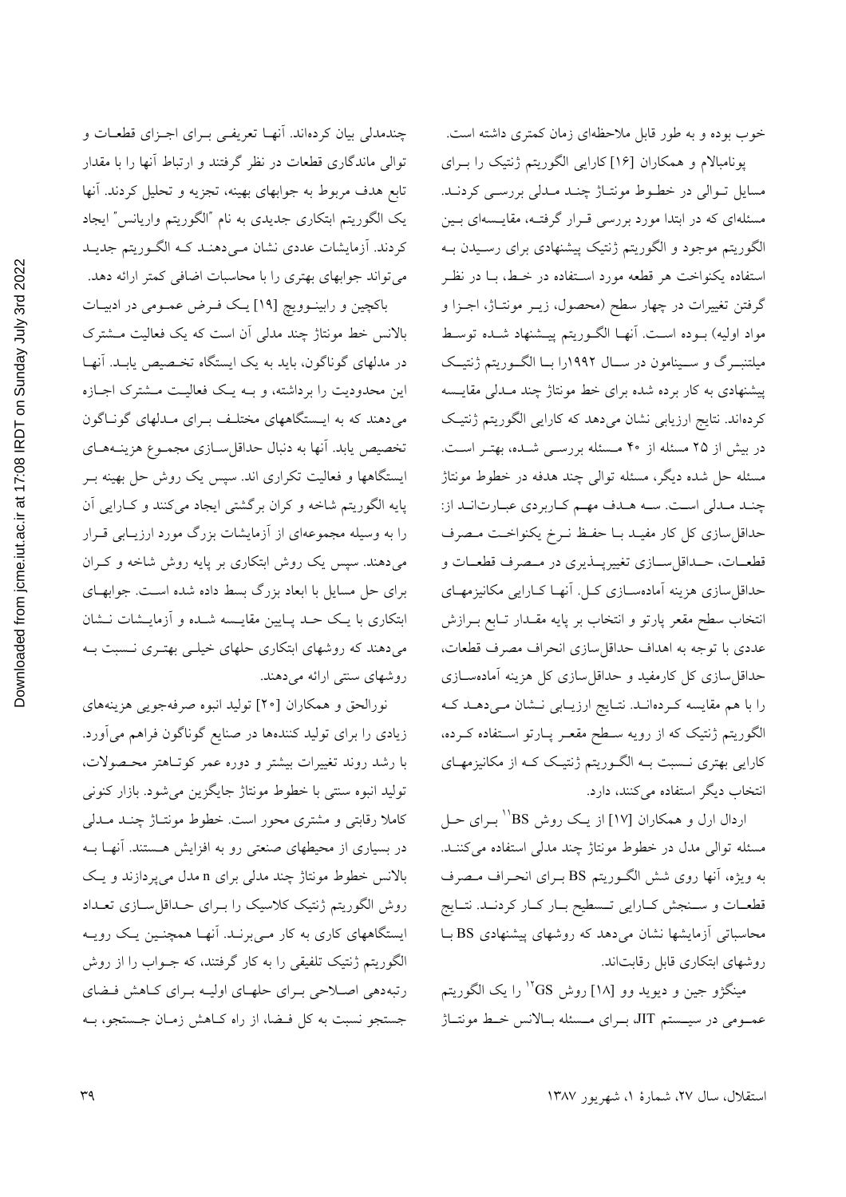خوب بوده و به طور قابل ملاحظه‌ای زمان کمتری داشته است.

پونامبالام و همکاران [۱۶] کارایی الگوریتم ژنتیک را برای مسایل توالی در خطوط مونتاژ چند مدلی بررسی کردند. مسئله‌ای که در ابتدا مورد بررسی قرار گرفته، مقایسه‌ای بین الگوریتم موجود و الگوریتم ژنتیک پیشنهادی برای رسیدن به استفاده یکنواخت هر قطعه مورد استفاده در خط، با در نظر گرفتن تغییرات در چهار سطح (محصول، زیر مونتاژ، اجزا و مواد اولیه) بوده است. آنها الگوریتم پیشنهاد شده توسط میلتنبرگ و سینامون در سال ۱۹۹۲را با الگوریتم ژنتیک پیشنهادی به کار برده شده برای خط مونتاژ چند مدلی مقایسه کرده‌اند. نتایج ارزیابی نشان می‌دهد که کارایی الگوریتم ژنتیک در بیش از ۲۵ مسئله از ۴۰ مسئله بررسی شده، بهتر است. مسئله حل شده دیگر، مسئله توالی چند هدفه در خطوط مونتاژ چند مدلی است. سه هدف مهم کاربردی عبارت‌اند از: حداقل‌سازی کل کار مفید با حفظ نرخ یکنواخت مصرف قطعات، حداقل‌سازی تغییرپذیری در مصرف قطعات و حداقل‌سازی هزینه آماده‌سازی کل. آنها کارایی مکانیزمهای انتخاب سطح مقعر پارتو و انتخاب بر پایه مقدار تابع برازش عددی با توجه به اهداف حداقل‌سازی انحراف مصرف قطعات، حداقل‌سازی کل کارمفید و حداقل‌سازی کل هزینه آماده‌سازی را با هم مقایسه کرده‌اند. نتایج ارزیابی نشان می‌دهد که الگوریتم ژنتیک که از رویه سطح مقعر پارتو استفاده کرده، کارایی بهتری نسبت به الگوریتم ژنتیک که از مکانیزمهای انتخاب دیگر استفاده می‌کنند، دارد.

اردال ارل و همکاران [۱۷] از یک روش BS[11] برای حل مسئله توالی مدل در خطوط مونتاژ چند مدلی استفاده می‌کنند. به ویژه، آنها روی شش الگوریتم BS برای انحراف مصرف قطعات و سنجش کارایی تسطیح بار کار کردند. نتایج محاسباتی آزمایشها نشان می‌دهد که روشهای پیشنهادی BS با روشهای ابتکاری قابل رقابت‌اند.

مینگژو جین و دیوید وو [۱۸] روش GS[12] را یک الگوریتم عمومی در سیستم JIT برای مسئله بالانس خط مونتاژ چندمدلی بیان کرده‌اند. آنها تعریفی برای اجزای قطعات و توالی ماندگاری قطعات در نظر گرفتند و ارتباط آنها را با مقدار تابع هدف مربوط به جوابهای بهینه، تجزیه و تحلیل کردند. آنها یک الگوریتم ابتکاری جدیدی به نام "الگوریتم واریانس" ایجاد کردند. آزمایشات عددی نشان می‌دهند که الگوریتم جدید می‌تواند جوابهای بهتری را با محاسبات اضافی کمتر ارائه دهد.

باکچین و رابینوویچ [۱۹] یک فرض عمومی در ادبیات بالانس خط مونتاژ چند مدلی آن است که یک فعالیت مشترک در مدلهای گوناگون، باید به یک ایستگاه تخصیص یابد. آنها این محدودیت را برداشته، و به یک فعالیت مشترک اجازه می‌دهند که به ایستگاههای مختلف برای مدلهای گوناگون تخصیص یابد. آنها به دنبال حداقل‌سازی مجموع هزینه‌های ایستگاهها و فعالیت تکراری اند. سپس یک روش حل بهینه بر پایه الگوریتم شاخه و کران برگشتی ایجاد می‌کنند و کارایی آن را به وسیله مجموعه‌ای از آزمایشات بزرگ مورد ارزیابی قرار می‌دهند. سپس یک روش ابتکاری بر پایه روش شاخه و کران برای حل مسایل با ابعاد بزرگ بسط داده شده است. جوابهای ابتکاری با یک حد پایین مقایسه شده و آزمایشات نشان می‌دهند که روشهای ابتکاری حلهای خیلی بهتری نسبت به روشهای سنتی ارائه می‌دهند.

نورالحق و همکاران [۲۰] تولید انبوه صرفه‌جویی هزینه‌های زیادی را برای تولید کننده‌ها در صنایع گوناگون فراهم می‌آورد. با رشد روند تغییرات بیشتر و دوره عمر کوتاهتر محصولات، تولید انبوه سنتی با خطوط مونتاژ جایگزین می‌شود. بازار کنونی کاملا رقابتی و مشتری محور است. خطوط مونتاژ چند مدلی در بسیاری از محیطهای صنعتی رو به افزایش هستند. آنها به بالانس خطوط مونتاژ چند مدلی برای n مدل می‌پردازند و یک روش الگوریتم ژنتیک کلاسیک را برای حداقل‌سازی تعداد ایستگاههای کاری به کار می‌برند. آنها همچنین یک رویه الگوریتم ژنتیک تلفیقی را به کار گرفتند، که جواب را از روش رتبه‌دهی اصلاحی برای حلهای اولیه برای کاهش فضای جستجو نسبت به کل فضا، از راه کاهش زمان جستجو، به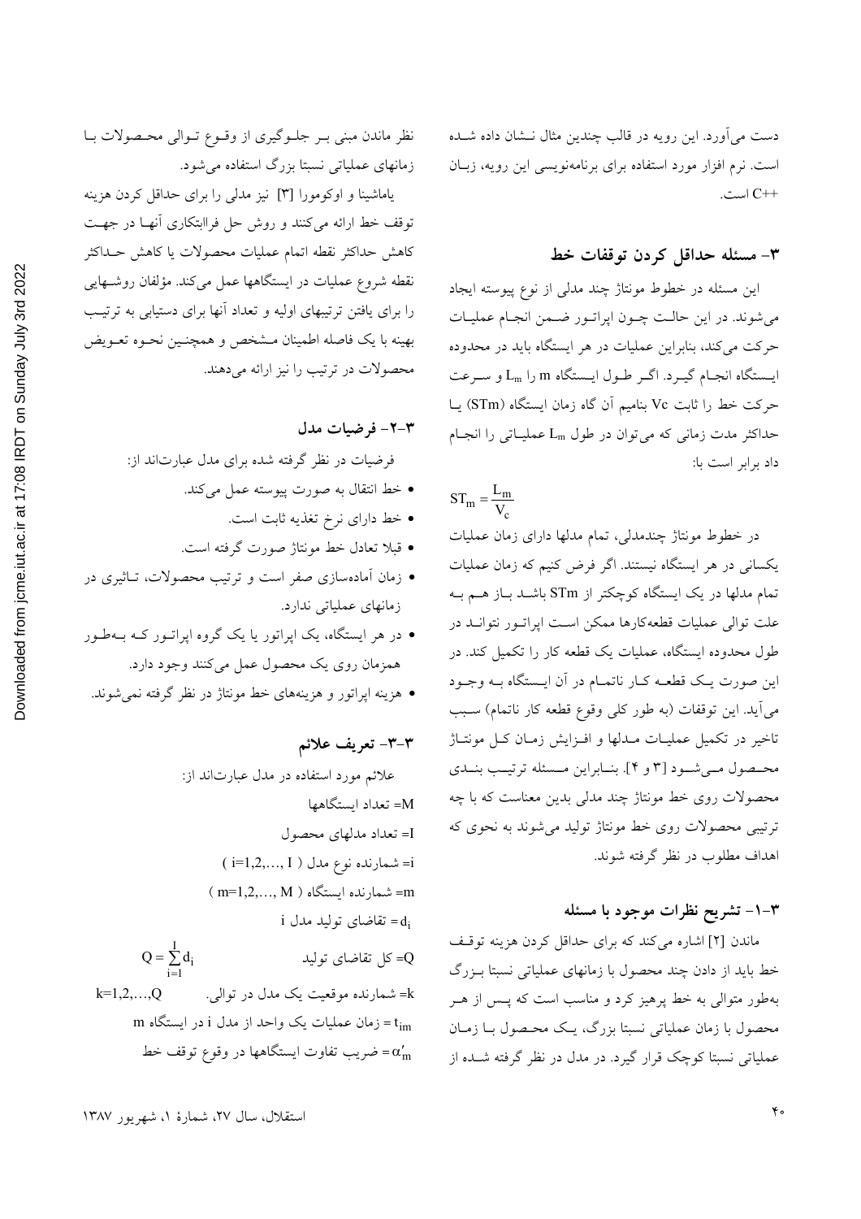دست می‌آورد. این رویه در قالب چندین مثال نشان داده شده است. نرم افزار مورد استفاده برای برنامه‌نویسی این رویه، زبان ++C است.

## ۳- مسئله حداقل کردن توقفات خط

این مسئله در خطوط مونتاژ چند مدلی از نوع پیوسته ایجاد می‌شوند. در این حالت چون اپراتور ضمن انجام عملیات حرکت می‌کند، بنابراین عملیات در هر ایستگاه باید در محدوده ایستگاه انجام گیرد. اگر طول ایستگاه m را $L_m$ و سرعت حرکت خط را ثابت Vc بنامیم آن گاه زمان ایستگاه (STm) یا حداکثر مدت زمانی که می‌توان در طول $L_m$ عملیاتی را انجام داد برابر است با:

$$ST_m = \frac{L_m}{V_c}$$

در خطوط مونتاژ چندمدلی، تمام مدلها دارای زمان عملیات یکسانی در هر ایستگاه نیستند. اگر فرض کنیم که زمان عملیات تمام مدلها در یک ایستگاه کوچکتر از STm باشد باز هم به علت توالی عملیات قطعه‌کارها ممکن است اپراتور نتواند در طول محدوده ایستگاه، عملیات یک قطعه کار را تکمیل کند. در این صورت یک قطعه کار ناتمام در آن ایستگاه به وجود می‌آید. این توقفات (به طور کلی وقوع قطعه کار ناتمام) سبب تاخیر در تکمیل عملیات مدلها و افزایش زمان کل مونتاژ محصول می‌شود [۳ و ۴]. بنابراین مسئله ترتیب بندی محصولات روی خط مونتاژ چند مدلی بدین معناست که با چه ترتیبی محصولات روی خط مونتاژ تولید می‌شوند به نحوی که اهداف مطلوب در نظر گرفته شوند.

### ۳-۱- تشریح نظرات موجود با مسئله

ماندن [۲] اشاره می‌کند که برای حداقل کردن هزینه توقف خط باید از دادن چند محصول با زمانهای عملیاتی نسبتا بزرگ به‌طور متوالی به خط پرهیز کرد و مناسب است که پس از هر محصول با زمان عملیاتی نسبتا بزرگ، یک محصول با زمان عملیاتی نسبتا کوچک قرار گیرد. در مدل در نظر گرفته شده از نظر ماندن مبنی بر جلوگیری از وقوع توالی محصولات با زمانهای عملیاتی نسبتا بزرگ استفاده می‌شود.

یاماشینا و اوکومورا [۳] نیز مدلی را برای حداقل کردن هزینه توقف خط ارائه می‌کنند و روش حل فراابتکاری آنها در جهت کاهش حداکثر نقطه اتمام عملیات محصولات یا کاهش حداکثر نقطه شروع عملیات در ایستگاهها عمل می‌کند. مؤلفان روشهایی را برای یافتن ترتیبهای اولیه و تعداد آنها برای دستیابی به ترتیب بهینه با یک فاصله اطمینان مشخص و همچنین نحوه تعویض محصولات در ترتیب را نیز ارائه می‌دهند.

### ۳-۲- فرضیات مدل

فرضیات در نظر گرفته شده برای مدل عبارت‌اند از:

- خط انتقال به صورت پیوسته عمل می‌کند.
- خط دارای نرخ تغذیه ثابت است.
- قبلا تعادل خط مونتاژ صورت گرفته است.
- زمان آماده‌سازی صفر است و ترتیب محصولات، تاثیری در زمانهای عملیاتی ندارد.
- در هر ایستگاه، یک اپراتور یا یک گروه اپراتور که به‌طور همزمان روی یک محصول عمل می‌کنند وجود دارد.
- هزینه اپراتور و هزینه‌های خط مونتاژ در نظر گرفته نمی‌شوند.

### ۳-۳- تعریف علائم

علائم مورد استفاده در مدل عبارت‌اند از:

M= تعداد ایستگاهها

I= تعداد مدلهای محصول

i= شمارنده نوع مدل ( $i=1,2,\ldots, I$ )

m= شمارنده ایستگاه ( $m=1,2,\ldots, M$ )

$d_i$= تقاضای تولید مدل i

Q= کل تقاضای تولید $\quad Q = \sum_{i=1}^{I} d_i$

k= شمارنده موقعیت یک مدل در توالی. $\quad k=1,2,\ldots,Q$

$t_{im}$= زمان عملیات یک واحد از مدل i در ایستگاه m

$\alpha'_m$= ضریب تفاوت ایستگاهها در وقوع توقف خط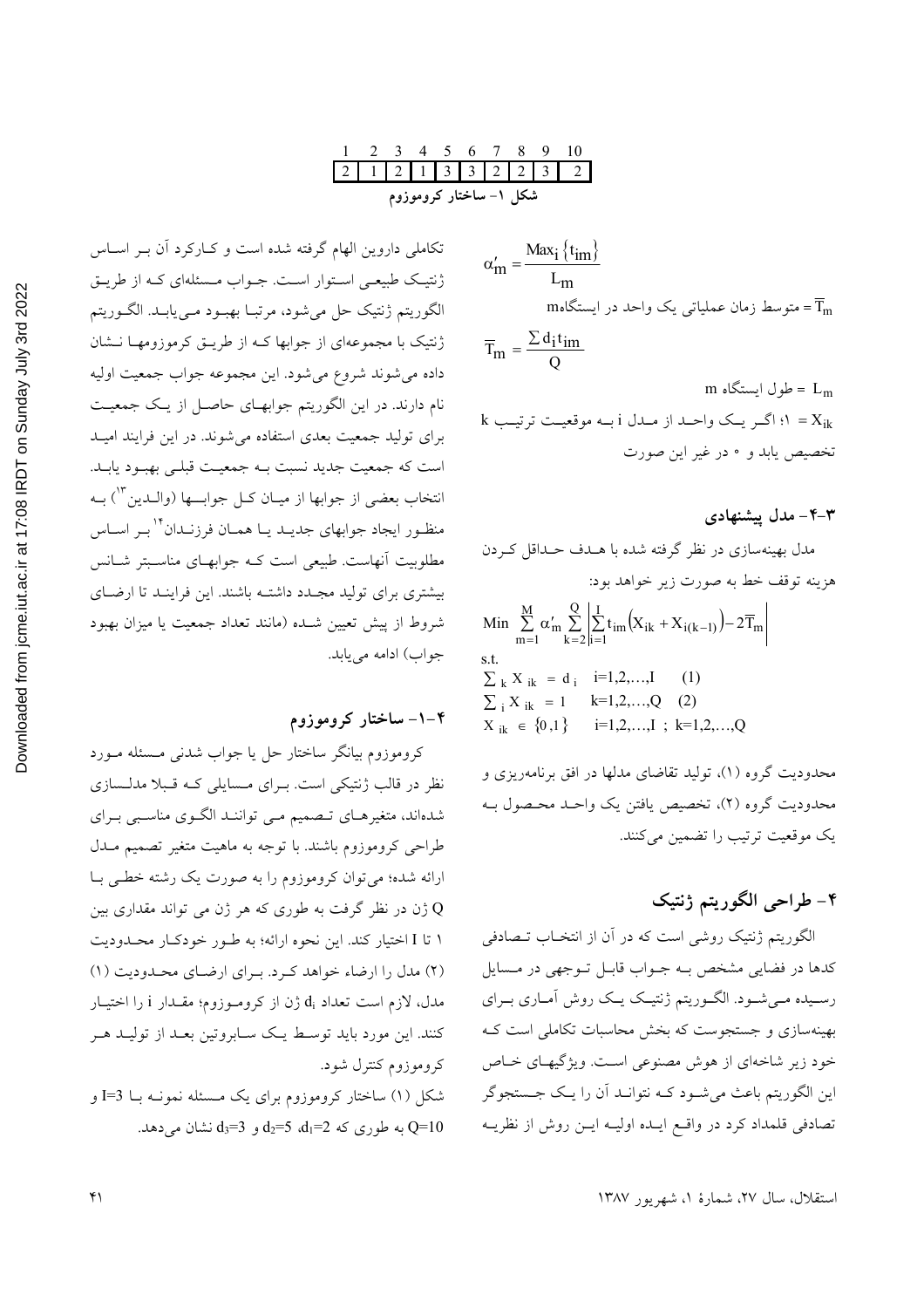| 1 | 2 | 3 | 4 | 5 | 6 | 7 | 8 | 9 | 10 |
|---|---|---|---|---|---|---|---|---|---|
| 2 | 1 | 2 | 1 | 3 | 3 | 2 | 2 | 3 | 2 |

**شکل ۱- ساختار کروموزوم**

$$\alpha'_m = \frac{Max_i\{t_{im}\}}{L_m}$$

$\overline{T}_m$ = متوسط زمان عملیاتی یک واحد در ایستگاه $m$

$$\overline{T}_m = \frac{\sum d_i t_{im}}{Q}$$

$L_m$ = طول ایستگاه $m$

$X_{ik}$ = ۱؛ اگر یک واحد از مدل $i$ به موقعیت ترتیب $k$ تخصیص یابد و ۰ در غیر این صورت

### ۳-۴- مدل پیشنهادی

مدل بهینه‌سازی در نظر گرفته شده با هدف حداقل کردن هزینه توقف خط به صورت زیر خواهد بود:

$$Min \sum_{m=1}^{M} \alpha'_m \sum_{k=2}^{Q} \left| \sum_{i=1}^{I} t_{im}\left(X_{ik} + X_{i(k-1)}\right) - 2\overline{T}_m \right|$$

s.t.

$$\sum_k X_{ik} = d_i \quad i=1,2,\ldots,I \quad (1)$$

$$\sum_i X_{ik} = 1 \quad k=1,2,\ldots,Q \quad (2)$$

$$X_{ik} \in \{0,1\} \quad i=1,2,\ldots,I \; ; \; k=1,2,\ldots,Q$$

محدودیت گروه (۱)، تولید تقاضای مدلها در افق برنامه‌ریزی و محدودیت گروه (۲)، تخصیص یافتن یک واحد محصول به یک موقعیت ترتیب را تضمین می‌کنند.

## ۴- طراحی الگوریتم ژنتیک

الگوریتم ژنتیک روشی است که در آن از انتخاب تصادفی کدها در فضایی مشخص به جواب قابل توجهی در مسایل رسیده می‌شود. الگوریتم ژنتیک یک روش آماری برای بهینه‌سازی و جستجوست که بخش محاسبات تکاملی است که خود زیر شاخه‌ای از هوش مصنوعی است. ویژگیهای خاص این الگوریتم باعث می‌شود که نتواند آن را یک جستجوگر تصادفی قلمداد کرد در واقع ایده اولیه این روش از نظریه تکاملی داروین الهام گرفته شده است و کارکرد آن بر اساس ژنتیک طبیعی استوار است. جواب مسئله‌ای که از طریق الگوریتم ژنتیک حل می‌شود، مرتبا بهبود می‌یابد. الگوریتم ژنتیک با مجموعه‌ای از جوابها که از طریق کروموزومها نشان داده می‌شوند شروع می‌شود. این مجموعه جواب جمعیت اولیه نام دارند. در این الگوریتم جوابهای حاصل از یک جمعیت برای تولید جمعیت بعدی استفاده می‌شوند. در این فرایند امید است که جمعیت جدید نسبت به جمعیت قبلی بهبود یابد. انتخاب بعضی از جوابها از میان کل جوابها (والدین[13]) به منظور ایجاد جوابهای جدید یا همان فرزندان[14] بر اساس مطلوبیت آنهاست. طبیعی است که جوابهای مناسبتر شانس بیشتری برای تولید مجدد داشته باشند. این فرایند تا ارضای شروط از پیش تعیین شده (مانند تعداد جمعیت یا میزان بهبود جواب) ادامه می‌یابد.

### ۱-۴- ساختار کروموزوم

کروموزوم بیانگر ساختار حل یا جواب شدنی مسئله مورد نظر در قالب ژنتیکی است. برای مسایلی که قبلا مدلسازی شده‌اند، متغیرهای تصمیم می توانند الگوی مناسبی برای طراحی کروموزوم باشند. با توجه به ماهیت متغیر تصمیم مدل ارائه شده؛ می‌توان کروموزوم را به صورت یک رشته خطی با Q ژن در نظر گرفت به طوری که هر ژن می تواند مقداری بین ۱ تا I اختیار کند. این نحوه ارائه؛ به طور خودکار محدودیت (۲) مدل را ارضاء خواهد کرد. برای ارضای محدودیت (۱) مدل، لازم است تعداد $d_i$ ژن از کروموزوم؛ مقدار $i$ را اختیار کنند. این مورد باید توسط یک سابروتین بعد از تولید هر کروموزوم کنترل شود.

شکل (۱) ساختار کروموزوم برای یک مسئله نمونه با $I=3$ و $Q=10$ به طوری که $d_1=2$، $d_2=5$ و $d_3=3$ نشان می‌دهد.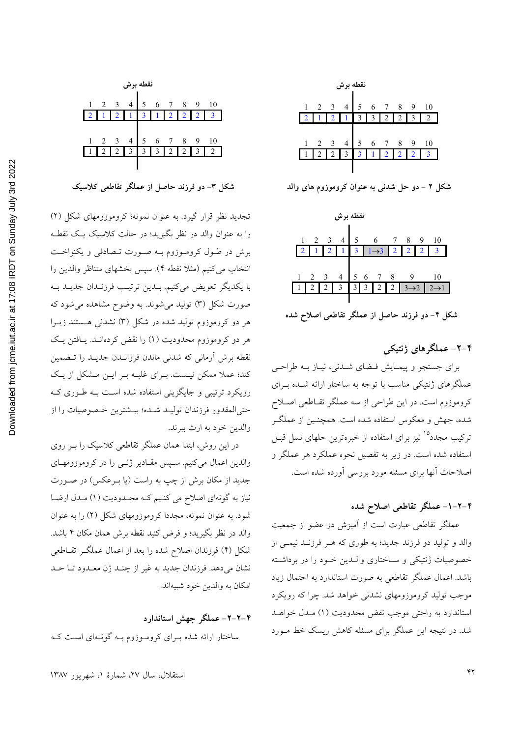نقطه برش

| 1 | 2 | 3 | 4 | 5 | 6 | 7 | 8 | 9 | 10 |
|---|---|---|---|---|---|---|---|---|---|
| 2 | 1 | 2 | 1 | 3 | 3 | 2 | 2 | 3 | 2 |

| 1 | 2 | 3 | 4 | 5 | 6 | 7 | 8 | 9 | 10 |
|---|---|---|---|---|---|---|---|---|---|
| 1 | 2 | 2 | 3 | 3 | 1 | 2 | 2 | 2 | 3 |

شکل ۲ - دو حل شدنی به عنوان کروموزوم های والد

نقطه برش

| 1 | 2 | 3 | 4 | 5 | 6 | 7 | 8 | 9 | 10 |
|---|---|---|---|---|---|---|---|---|---|
| 2 | 1 | 2 | 1 | 3 | 1→3 | 2 | 2 | 2 | 3 |

| 1 | 2 | 3 | 4 | 5 | 6 | 7 | 8 | 9 | 10 |
|---|---|---|---|---|---|---|---|---|---|
| 1 | 2 | 2 | 3 | 3 | 3 | 2 | 2 | 3→2 | 2→1 |

شکل ۴- دو فرزند حاصل از عملگر تقاطعی اصلاح شده

## ۴-۲- عملگرهای ژنتیکی

برای جستجو و پیمایش فضای شدنی، نیاز به طراحی عملگرهای ژنتیکی مناسب با توجه به ساختار ارائه شده برای کروموزوم است. در این طراحی از سه عملگر تقاطعی اصلاح شده، جهش و معکوس استفاده شده است. همچنین از عملگر ترکیب مجدد[15] نیز برای استفاده از خبره‌ترین حلهای نسل قبل استفاده شده است. در زیر به تفصیل نحوه عملکرد هر عملگر و اصلاحات آنها برای مسئله مورد بررسی آورده شده است.

### ۴-۲-۱- عملگر تقاطعی اصلاح شده

عملگر تقاطعی عبارت است از آمیزش دو عضو از جمعیت والد و تولید دو فرزند جدید؛ به طوری که هر فرزند نیمی از خصوصیات ژنتیکی و ساختاری والدین خود را در برداشته باشد. اعمال عملگر تقاطعی به صورت استاندارد به احتمال زیاد موجب تولید کروموزومهای نشدنی خواهد شد. چرا که رویکرد استاندارد به راحتی موجب نقض محدودیت (۱) مدل خواهد شد. در نتیجه این عملگر برای مسئله کاهش ریسک خط مورد

نقطه برش

| 1 | 2 | 3 | 4 | 5 | 6 | 7 | 8 | 9 | 10 |
|---|---|---|---|---|---|---|---|---|---|
| 2 | 1 | 2 | 1 | 3 | 1 | 2 | 2 | 2 | 3 |

| 1 | 2 | 3 | 4 | 5 | 6 | 7 | 8 | 9 | 10 |
|---|---|---|---|---|---|---|---|---|---|
| 1 | 2 | 2 | 3 | 3 | 3 | 2 | 2 | 3 | 2 |

شکل ۳- دو فرزند حاصل از عملگر تقاطعی کلاسیک

تجدید نظر قرار گیرد. به عنوان نمونه؛ کروموزومهای شکل (۲) را به عنوان والد در نظر بگیرید؛ در حالت کلاسیک یک نقطه برش در طول کروموزوم به صورت تصادفی و یکنواخت انتخاب می‌کنیم (مثلا نقطه ۴). سپس بخشهای متناظر والدین را با یکدیگر تعویض می‌کنیم. بدین ترتیب فرزندان جدید به صورت شکل (۳) تولید می‌شوند. به وضوح مشاهده می‌شود که هر دو کروموزوم تولید شده در شکل (۳) نشدنی هستند زیرا هر دو کروموزوم محدودیت (۱) را نقض کرده‌اند. یافتن یک نقطه برش آرمانی که شدنی ماندن فرزندان جدید را تضمین کند؛ عملا ممکن نیست. برای غلبه بر این مشکل از یک رویکرد ترتیبی و جایگزینی استفاده شده است به طوری که حتی‌المقدور فرزندان تولید شده؛ بیشترین خصوصیات را از والدین خود به ارث ببرند.

در این روش، ابتدا همان عملگر تقاطعی کلاسیک را بر روی والدین اعمال می‌کنیم. سپس مقادیر ژنی را در کروموزومهای جدید از مکان برش از چپ به راست (یا برعکس) در صورت نیاز به گونه‌ای اصلاح می کنیم که محدودیت (۱) مدل ارضا شود. به عنوان نمونه، مجددا کروموزومهای شکل (۲) را به عنوان والد در نظر بگیرید؛ و فرض کنید نقطه برش همان مکان ۴ باشد. شکل (۴) فرزندان اصلاح شده را بعد از اعمال عملگر تقاطعی نشان می‌دهد. فرزندان جدید به غیر از چند ژن معدود تا حد امکان به والدین خود شبیه‌اند.

### ۴-۲-۲- عملگر جهش استاندارد

ساختار ارائه شده برای کروموزوم به گونه‌ای است که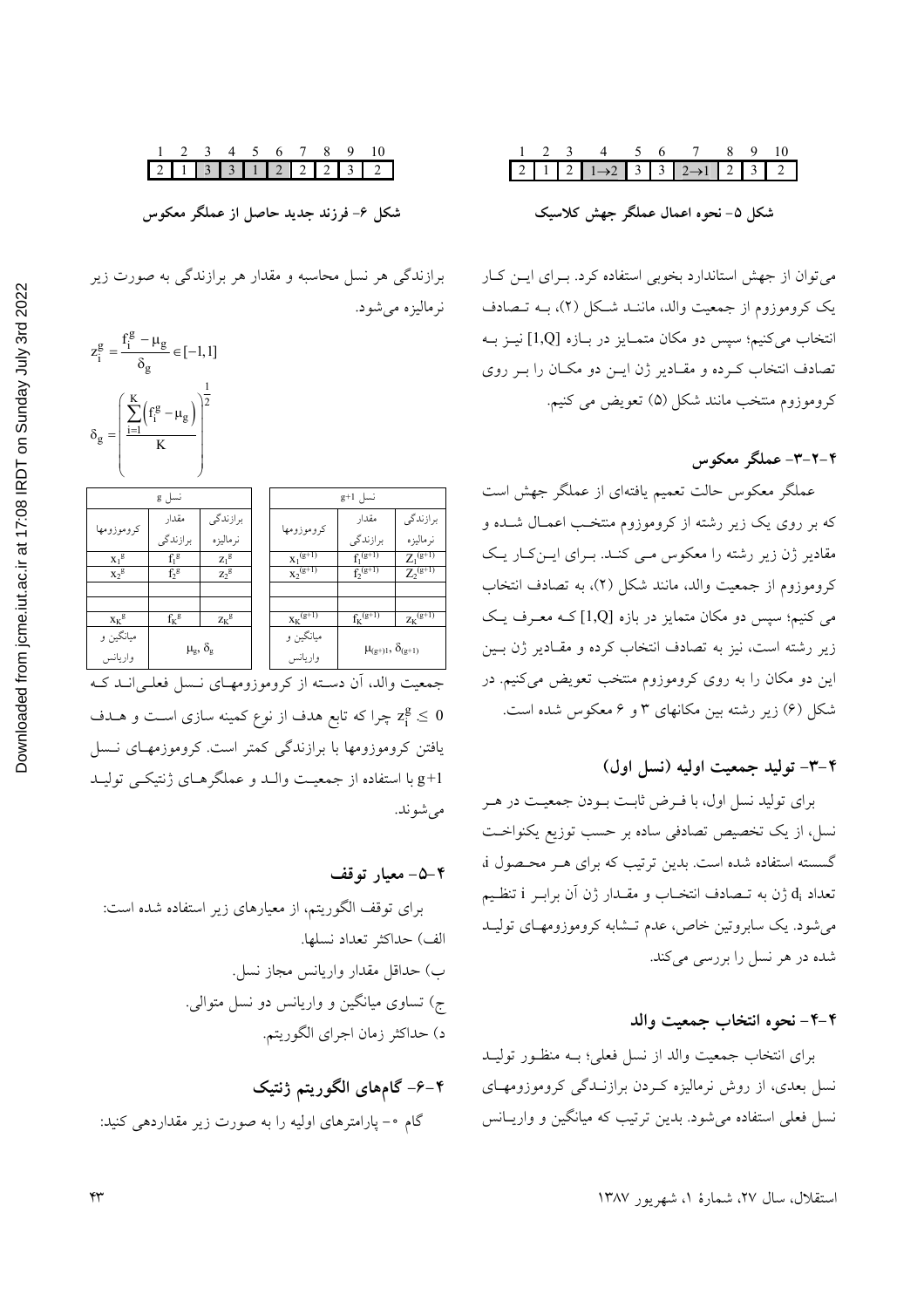| 1 | 2 | 3 | 4 | 5 | 6 | 7 | 8 | 9 | 10 |
|---|---|---|---|---|---|---|---|---|---|
| 2 | 1 | 2 | 1→2 | 3 | 3 | 2→1 | 2 | 3 | 2 |

شکل ۵- نحوه اعمال عملگر جهش کلاسیک

می‌توان از جهش استاندارد بخوبی استفاده کرد. برای این کار یک کروموزوم از جمعیت والد، مانند شکل (۲)، به تصادف انتخاب می‌کنیم؛ سپس دو مکان متمایز در بازه [1,Q] نیز به تصادف انتخاب کرده و مقادیر ژن این دو مکان را بر روی کروموزوم منتخب مانند شکل (۵) تعویض می کنیم.

### ۴-۲-۳- عملگر معکوس

عملگر معکوس حالت تعمیم یافته‌ای از عملگر جهش است که بر روی یک زیر رشته از کروموزوم منتخب اعمال شده و مقادیر ژن زیر رشته را معکوس می کند. برای این‌کار یک کروموزوم از جمعیت والد، مانند شکل (۲)، به تصادف انتخاب می کنیم؛ سپس دو مکان متمایز در بازه [1,Q] که معرف یک زیر رشته است، نیز به تصادف انتخاب کرده و مقادیر ژن بین این دو مکان را به روی کروموزوم منتخب تعویض می‌کنیم. در شکل (۶) زیر رشته بین مکانهای ۳ و ۶ معکوس شده است.

### ۴-۳- تولید جمعیت اولیه (نسل اول)

برای تولید نسل اول، با فرض ثابت بودن جمعیت در هر نسل، از یک تخصیص تصادفی ساده بر حسب توزیع یکنواخت گسسته استفاده شده است. بدین ترتیب که برای هر محصول i تعداد $d_i$ ژن به تصادف انتخاب و مقدار ژن آن برابر i تنظیم می‌شود. یک سابروتین خاص، عدم تشابه کروموزومهای تولید شده در هر نسل را بررسی می‌کند.

### ۴-۴- نحوه انتخاب جمعیت والد

برای انتخاب جمعیت والد از نسل فعلی؛ به منظور تولید نسل بعدی، از روش نرمالیزه کردن برازندگی کروموزومهای نسل فعلی استفاده می‌شود. بدین ترتیب که میانگین و واریانس

| 1 | 2 | 3 | 4 | 5 | 6 | 7 | 8 | 9 | 10 |
|---|---|---|---|---|---|---|---|---|---|
| 2 | 1 | 3 | 3 | 1 | 2 | 2 | 2 | 3 | 2 |

شکل ۶- فرزند جدید حاصل از عملگر معکوس

برازندگی هر نسل محاسبه و مقدار هر برازندگی به صورت زیر نرمالیزه می‌شود.

$$z_i^g = \frac{f_i^g - \mu_g}{\delta_g} \in [-1, 1]$$

$$\delta_g = \left( \frac{\sum_{i=1}^{K} \left( f_i^g - \mu_g \right)}{K} \right)^{\frac{1}{2}}$$

| نسل g | | |
|---|---|---|
| کروموزومها | مقدار برازندگی | برازندگی نرمالیزه |
| $x_1^g$ | $f_1^g$ | $z_1^g$ |
| $x_2^g$ | $f_2^g$ | $z_2^g$ |
| | | |
| $x_K^g$ | $f_K^g$ | $z_K^g$ |
| میانگین و واریانس | $\mu_g, \delta_g$ | |

| نسل g+1 | | |
|---|---|---|
| کروموزومها | مقدار برازندگی | برازندگی نرمالیزه |
| $x_1^{(g+1)}$ | $f_1^{(g+1)}$ | $Z_1^{(g+1)}$ |
| $x_2^{(g+1)}$ | $f_2^{(g+1)}$ | $Z_2^{(g+1)}$ |
| | | |
| $x_K^{(g+1)}$ | $f_K^{(g+1)}$ | $z_K^{(g+1)}$ |
| میانگین و واریانس | $\mu_{(g+1)}, \delta_{(g+1)}$ | |

جمعیت والد، آن دسته از کروموزومهای نسل فعلی‌اند که $z_i^g \leq 0$ چرا که تابع هدف از نوع کمینه سازی است و هدف یافتن کروموزومها با برازندگی کمتر است. کروموزومهای نسل g+1 با استفاده از جمعیت والد و عملگرهای ژنتیکی تولید می‌شوند.

### ۴-۵- معیار توقف

برای توقف الگوریتم، از معیارهای زیر استفاده شده است:

الف) حداکثر تعداد نسلها.

ب) حداقل مقدار واریانس مجاز نسل.

ج) تساوی میانگین و واریانس دو نسل متوالی.

د) حداکثر زمان اجرای الگوریتم.

### ۴-۶- گام‌های الگوریتم ژنتیک

گام ۰- پارامترهای اولیه را به صورت زیر مقداردهی کنید: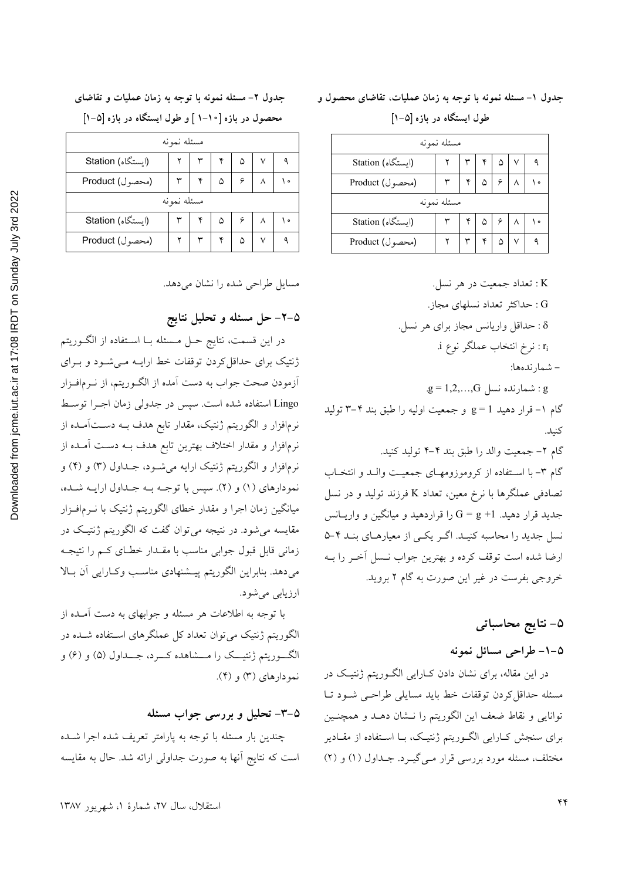جدول ۱- مسئله نمونه با توجه به زمان عملیات، تقاضای محصول و طول ایستگاه در بازه [۵-۱]

| مسئله نمونه | | | | | | |
|---|---|---|---|---|---|---|
| Station (ایستگاه) | ۲ | ۳ | ۴ | ۵ | ۷ | ۹ |
| Product (محصول) | ۳ | ۴ | ۵ | ۶ | ۸ | ۱۰ |
| مسئله نمونه | | | | | | |
| Station (ایستگاه) | ۳ | ۴ | ۵ | ۶ | ۸ | ۱۰ |
| Product (محصول) | ۲ | ۳ | ۴ | ۵ | ۷ | ۹ |

K : تعداد جمعیت در هر نسل.

G : حداکثر تعداد نسلهای مجاز.

$\delta$ : حداقل واریانس مجاز برای هر نسل.

$r_i$ : نرخ انتخاب عملگر نوع i.

- شمارنده‌ها:

g : شمارنده نسل $g = 1,2,\ldots,G$.

گام ۱- قرار دهید $g = 1$ و جمعیت اولیه را طبق بند ۴-۳ تولید کنید.

گام ۲- جمعیت والد را طبق بند ۴-۴ تولید کنید.

گام ۳- با استفاده از کروموزومهای جمعیت والد و انتخاب تصادفی عملگرها با نرخ معین، تعداد K فرزند تولید و در نسل جدید قرار دهید. $G = g + 1$ را قراردهید و میانگین و واریانس نسل جدید را محاسبه کنید. اگر یکی از معیارهای بند ۴-۵ ارضا شده است توقف کرده و بهترین جواب نسل آخر را به خروجی بفرست در غیر این صورت به گام ۲ بروید.

## ۵- نتایج محاسباتی

### ۵-۱- طراحی مسائل نمونه

در این مقاله، برای نشان دادن کارایی الگوریتم ژنتیک در مسئله حداقل‌کردن توقفات خط باید مسایلی طراحی شود تا توانایی و نقاط ضعف این الگوریتم را نشان دهد و همچنین برای سنجش کارایی الگوریتم ژنتیک، با استفاده از مقادیر مختلف، مسئله مورد بررسی قرار می‌گیرد. جداول (۱) و (۲)

جدول ۲- مسئله نمونه با توجه به زمان عملیات و تقاضای محصول در بازه [۱۰-۱] و طول ایستگاه در بازه [۵-۱]

| مسئله نمونه | | | | | | |
|---|---|---|---|---|---|---|
| Station (ایستگاه) | ۲ | ۳ | ۴ | ۵ | ۷ | ۹ |
| Product (محصول) | ۳ | ۴ | ۵ | ۶ | ۸ | ۱۰ |
| مسئله نمونه | | | | | | |
| Station (ایستگاه) | ۳ | ۴ | ۵ | ۶ | ۸ | ۱۰ |
| Product (محصول) | ۲ | ۳ | ۴ | ۵ | ۷ | ۹ |

مسایل طراحی شده را نشان می‌دهد.

### ۵-۲- حل مسئله و تحلیل نتایج

در این قسمت، نتایج حل مسئله با استفاده از الگوریتم ژنتیک برای حداقل‌کردن توقفات خط ارایه می‌شود و برای آزمودن صحت جواب به دست آمده از الگوریتم، از نرم‌افزار Lingo استفاده شده است. سپس در جدولی زمان اجرا توسط نرم‌افزار و الگوریتم ژنتیک، مقدار تابع هدف به دست‌آمده از نرم‌افزار و مقدار اختلاف بهترین تابع هدف به دست آمده از نرم‌افزار و الگوریتم ژنتیک ارایه می‌شود، جداول (۳) و (۴) و نمودارهای (۱) و (۲). سپس با توجه به جداول ارایه شده، میانگین زمان اجرا و مقدار خطای الگوریتم ژنتیک با نرم‌افزار مقایسه می‌شود. در نتیجه می‌توان گفت که الگوریتم ژنتیک در زمانی قابل قبول جوابی مناسب با مقدار خطای کم را نتیجه می‌دهد. بنابراین الگوریتم پیشنهادی مناسب وکارایی آن بالا ارزیابی می‌شود.

با توجه به اطلاعات هر مسئله و جوابهای به دست آمده از الگوریتم ژنتیک می‌توان تعداد کل عملگرهای استفاده شده در الگوریتم ژنتیک را مشاهده کرد، جداول (۵) و (۶) و نمودارهای (۳) و (۴).

### ۵-۳- تحلیل و بررسی جواب مسئله

چندین بار مسئله با توجه به پارامتر تعریف شده اجرا شده است که نتایج آنها به صورت جداولی ارائه شد. حال به مقایسه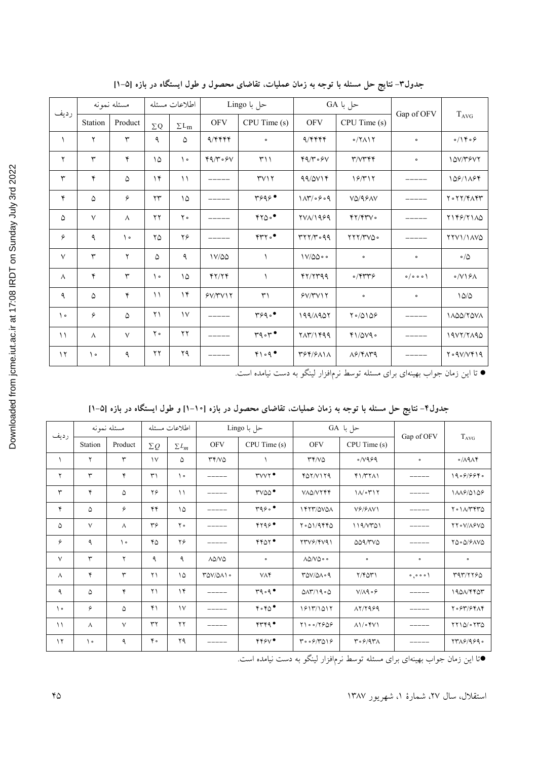جدول۳- نتایج حل مسئله با توجه به زمان عملیات، تقاضای محصول و طول ایستگاه در بازه [۵-۱]

| ردیف | مسئله نمونه | | اطلاعات مسئله | | حل با Lingo | | حل با GA | | Gap of OFV | $T_{AVG}$ |
|---|---|---|---|---|---|---|---|---|---|---|
| | Station | Product | ∑Q | $\sum L_m$ | OFV | CPU Time (s) | OFV | CPU Time (s) | | |
| ۱ | ۲ | ۳ | ۹ | ۵ | ۹/۴۴۴۴ | ۰ | ۹/۴۴۴۴ | ۰/۲۸۱۲ | ۰ | ۰/۱۴۰۶ |
| ۲ | ۳ | ۴ | ۱۵ | ۱۰ | ۴۹/۳۰۶۷ | ۳۱۱ | ۴۹/۳۰۶۷ | ۳/۷۳۴۴ | ۰ | ۱۵۷/۳۶۷۲ |
| ۳ | ۴ | ۵ | ۱۴ | ۱۱ | ----- | ۳۷۱۲ | ۹۹/۵۷۱۴ | ۱۶/۳۱۲ | ----- | ۱۵۶/۱۸۶۴ |
| ۴ | ۵ | ۶ | ۲۳ | ۱۵ | ----- | ۳۶۹۶● | ۱۸۳/۰۶۰۹ | ۷۵/۹۶۸۷ | ----- | ۲۰۲۲/۴۸۴۳ |
| ۵ | ۷ | ۸ | ۲۲ | ۲۰ | ----- | ۴۲۵۰● | ۲۷۸/۱۹۶۹ | ۴۲/۴۳۷۰ | ----- | ۲۱۴۶/۲۱۸۵ |
| ۶ | ۹ | ۱۰ | ۲۵ | ۲۶ | ----- | ۴۳۲۰● | ۳۲۲/۳۰۹۹ | ۲۲۲/۳۷۵۰ | ----- | ۲۲۷۱/۱۸۷۵ |
| ۷ | ۳ | ۲ | ۵ | ۹ | ۱۷/۵۵ | ۱ | ۱۷/۵۵۰۰ | ۰ | ۰ | ۰/۵ |
| ۸ | ۴ | ۳ | ۱۰ | ۱۵ | ۴۲/۲۴ | ۱ | ۴۲/۲۳۹۹ | ۰/۴۳۳۶ | ۰/۰۰۰۱ | ۰/۷۱۶۸ |
| ۹ | ۵ | ۴ | ۱۱ | ۱۴ | ۶۷/۳۷۱۲ | ۳۱ | ۶۷/۳۷۱۲ | ۰ | ۰ | ۱۵/۵ |
| ۱۰ | ۶ | ۵ | ۲۱ | ۱۷ | ----- | ۳۶۹۰● | ۱۹۹/۸۹۵۲ | ۲۰/۵۱۵۶ | ----- | ۱۸۵۵/۲۵۷۸ |
| ۱۱ | ۸ | ۷ | ۲۰ | ۲۲ | ----- | ۳۹۰۳● | ۲۸۳/۱۴۹۹ | ۴۱/۵۷۹۰ | ----- | ۱۹۷۲/۲۸۹۵ |
| ۱۲ | ۱۰ | ۹ | ۲۲ | ۲۹ | ----- | ۴۱۰۹● | ۳۶۴/۶۸۱۸ | ۸۶/۴۸۳۹ | ----- | ۲۰۹۷/۷۴۱۹ |

● تا این زمان جواب بهینه‌ای برای مسئله توسط نرم‌افزار لینگو به دست نیامده است.

جدول۴- نتایج حل مسئله با توجه به زمان عملیات، تقاضای محصول در بازه [۱۰-۱] و طول ایستگاه در بازه [۵-۱]

| ردیف | مسئله نمونه | | اطلاعات مسئله | | حل با Lingo | | حل با GA | | Gap of OFV | $T_{AVG}$ |
|---|---|---|---|---|---|---|---|---|---|---|
| | Station | Product | $\sum Q$ | $\sum L_m$ | OFV | CPU Time (s) | OFV | CPU Time (s) | | |
| ۱ | ۲ | ۳ | ۱۷ | ۵ | ۳۴/۷۵ | ۱ | ۳۴/۷۵ | ۰/۷۹۶۹ | ۰ | ۰/۸۹۸۴ |
| ۲ | ۳ | ۴ | ۳۱ | ۱۰ | ----- | ۳۷۷۲● | ۴۵۲/۷۱۲۹ | ۴۱/۳۲۸۱ | ----- | ۱۹۰۶/۶۶۴۰ |
| ۳ | ۴ | ۵ | ۲۶ | ۱۱ | ----- | ۳۷۵۵● | ۷۸۵/۷۲۴۴ | ۱۸/۰۳۱۲ | ----- | ۱۸۸۶/۵۱۵۶ |
| ۴ | ۵ | ۶ | ۴۴ | ۱۵ | ----- | ۳۹۶۰● | ۱۴۲۳/۵۷۵۸ | ۷۶/۶۸۷۱ | ----- | ۲۰۱۸/۳۴۳۵ |
| ۵ | ۷ | ۸ | ۳۶ | ۲۰ | ----- | ۴۲۹۶● | ۲۰۵۱/۹۴۴۵ | ۱۱۹/۷۳۵۱ | ----- | ۲۲۰۷/۸۶۷۵ |
| ۶ | ۹ | ۱۰ | ۴۵ | ۲۶ | ----- | ۴۴۵۲● | ۲۳۷۶/۴۷۹۱ | ۵۵۹/۳۷۵ | ----- | ۲۵۰۵/۶۸۷۵ |
| ۷ | ۳ | ۲ | ۹ | ۹ | ۸۵/۷۵ | ۰ | ۸۵/۷۵۰۰ | ۰ | ۰ | ۰ |
| ۸ | ۴ | ۳ | ۲۱ | ۱۵ | ۳۵۷/۵۸۱۰ | ۷۸۴ | ۳۵۷/۵۸۰۹ | ۲/۴۵۳۱ | ۰,۰۰۰۱ | ۳۹۳/۲۲۶۵ |
| ۹ | ۵ | ۴ | ۲۱ | ۱۴ | ----- | ۳۹۰۹● | ۵۸۳/۱۹۰۵ | ۷/۸۹۰۶ | ----- | ۱۹۵۸/۴۴۵۳ |
| ۱۰ | ۶ | ۵ | ۴۱ | ۱۷ | ----- | ۴۰۴۵● | ۱۶۱۳/۱۵۱۲ | ۸۲/۲۹۶۹ | ----- | ۲۰۶۳/۶۴۸۴ |
| ۱۱ | ۸ | ۷ | ۳۲ | ۲۲ | ----- | ۴۳۴۹● | ۲۱۰۰/۲۶۵۶ | ۸۱/۰۴۷۱ | ----- | ۲۲۱۵/۰۲۳۵ |
| ۱۲ | ۱۰ | ۹ | ۴۰ | ۲۹ | ----- | ۴۴۶۷● | ۳۰۰۶/۳۵۱۶ | ۳۰۶/۹۳۸ | ----- | ۲۳۸۶/۹۶۹۰ |

●تا این زمان جواب بهینه‌ای برای مسئله توسط نرم‌افزار لینگو به دست نیامده است.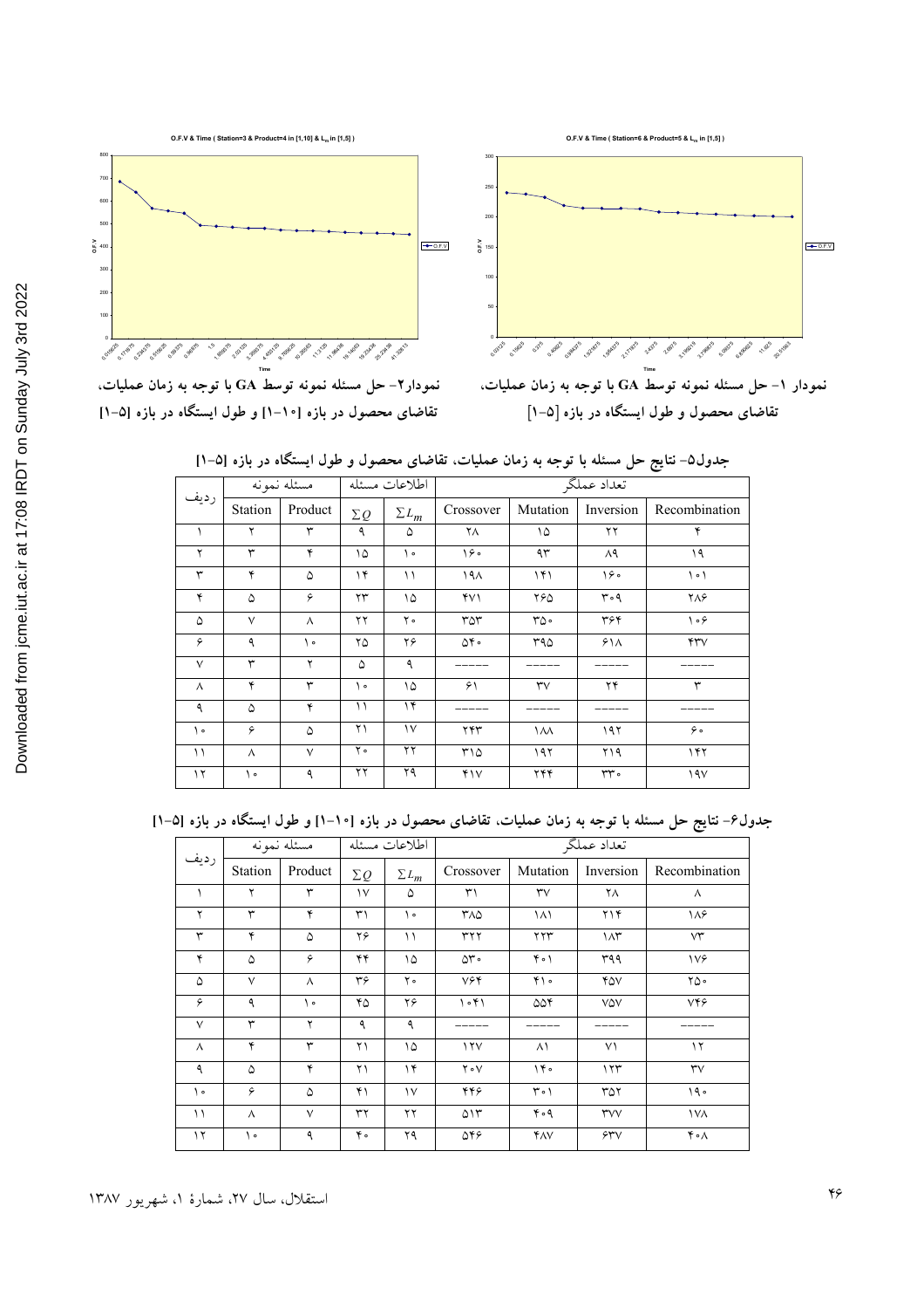نمودار ۱- حل مسئله نمونه توسط GA با توجه به زمان عملیات، تقاضای محصول و طول ایستگاه در بازه [۵-۱]

نمودار۲- حل مسئله نمونه توسط GA با توجه به زمان عملیات، تقاضای محصول در بازه [۱۰-۱] و طول ایستگاه در بازه [۵-۱]

جدول۵- نتایج حل مسئله با توجه به زمان عملیات، تقاضای محصول و طول ایستگاه در بازه [۵-۱]

| ردیف | مسئله نمونه | | اطلاعات مسئله | | تعداد عملگر | | | |
|---|---|---|---|---|---|---|---|---|
| | Station | Product | $\sum Q$ | $\sum L_m$ | Crossover | Mutation | Inversion | Recombination |
| ۱ | ۲ | ۳ | ۹ | ۵ | ۲۸ | ۱۵ | ۲۲ | ۴ |
| ۲ | ۳ | ۴ | ۱۵ | ۱۰ | ۱۶۰ | ۹۳ | ۸۹ | ۱۹ |
| ۳ | ۴ | ۵ | ۱۴ | ۱۱ | ۱۹۸ | ۱۴۱ | ۱۶۰ | ۱۰۱ |
| ۴ | ۵ | ۶ | ۲۳ | ۱۵ | ۴۷۱ | ۲۶۵ | ۳۰۹ | ۲۸۶ |
| ۵ | ۷ | ۸ | ۲۲ | ۲۰ | ۳۵۳ | ۳۵۰ | ۳۶۴ | ۱۰۶ |
| ۶ | ۹ | ۱۰ | ۲۵ | ۲۶ | ۵۴۰ | ۳۹۵ | ۶۱۸ | ۴۳۷ |
| ۷ | ۳ | ۲ | ۵ | ۹ | ----- | ----- | ----- | ----- |
| ۸ | ۴ | ۳ | ۱۰ | ۱۵ | ۶۱ | ۳۷ | ۲۴ | ۳ |
| ۹ | ۵ | ۴ | ۱۱ | ۱۴ | ----- | ----- | ----- | ----- |
| ۱۰ | ۶ | ۵ | ۲۱ | ۱۷ | ۲۴۳ | ۱۸۸ | ۱۹۲ | ۶۰ |
| ۱۱ | ۸ | ۷ | ۲۰ | ۲۲ | ۳۱۵ | ۱۹۲ | ۲۱۹ | ۱۴۲ |
| ۱۲ | ۱۰ | ۹ | ۲۲ | ۲۹ | ۴۱۷ | ۲۴۴ | ۳۳۰ | ۱۹۷ |

جدول۶- نتایج حل مسئله با توجه به زمان عملیات، تقاضای محصول در بازه [۱۰-۱] و طول ایستگاه در بازه [۵-۱]

| ردیف | مسئله نمونه | | اطلاعات مسئله | | تعداد عملگر | | | |
|---|---|---|---|---|---|---|---|---|
| | Station | Product | $\sum Q$ | $\sum L_m$ | Crossover | Mutation | Inversion | Recombination |
| ۱ | ۲ | ۳ | ۱۷ | ۵ | ۳۱ | ۳۷ | ۲۸ | ۸ |
| ۲ | ۳ | ۴ | ۳۱ | ۱۰ | ۳۸۵ | ۱۸۱ | ۲۱۴ | ۱۸۶ |
| ۳ | ۴ | ۵ | ۲۶ | ۱۱ | ۳۲۲ | ۲۲۳ | ۱۸۳ | ۷۳ |
| ۴ | ۵ | ۶ | ۴۴ | ۱۵ | ۵۳۰ | ۴۰۱ | ۳۹۹ | ۱۷۶ |
| ۵ | ۷ | ۸ | ۳۶ | ۲۰ | ۷۶۴ | ۴۱۰ | ۴۵۷ | ۲۵۰ |
| ۶ | ۹ | ۱۰ | ۴۵ | ۲۶ | ۱۰۴۱ | ۵۵۴ | ۷۵۷ | ۷۴۶ |
| ۷ | ۳ | ۲ | ۹ | ۹ | ----- | ----- | ----- | ----- |
| ۸ | ۴ | ۳ | ۲۱ | ۱۵ | ۱۲۷ | ۸۱ | ۷۱ | ۱۲ |
| ۹ | ۵ | ۴ | ۲۱ | ۱۴ | ۲۰۷ | ۱۴۰ | ۱۲۳ | ۳۷ |
| ۱۰ | ۶ | ۵ | ۴۱ | ۱۷ | ۴۴۶ | ۳۰۱ | ۳۵۲ | ۱۹۰ |
| ۱۱ | ۸ | ۷ | ۳۲ | ۲۲ | ۵۱۳ | ۴۰۹ | ۳۷۷ | ۱۷۸ |
| ۱۲ | ۱۰ | ۹ | ۴۰ | ۲۹ | ۵۴۶ | ۴۸۷ | ۶۳۷ | ۴۰۸ |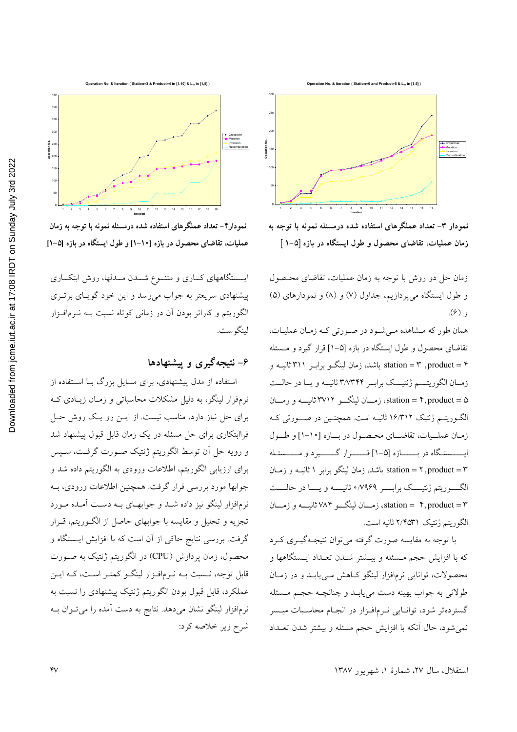نمودار ۳- تعداد عملگرهای استفاده شده درمسئله نمونه با توجه به زمان عملیات، تقاضای محصول و طول ایستگاه در بازه [۵-۱]

نمودار۴- تعداد عملگرهای استفاده شده درمسئله نمونه با توجه با زمان عملیات، تقاضای محصول در بازه [۱۰-۱] و طول ایستگاه در بازه [۵-۱]

زمان حل دو روش با توجه به زمان عملیات، تقاضای محصول و طول ایستگاه می‌پردازیم، جداول (۷) و (۸) و نمودارهای (۵) و (۶).

همان طور که مشاهده می‌شود در صورتی که زمان عملیات، تقاضای محصول و طول ایستگاه در بازه [۵-۱] قرار گیرد و مسئله product = ۴، station = ۳ باشد، زمان لینگو برابر ۳۱۱ ثانیه و زمان الگوریتم ژنتیک برابر ۳/۷۳۴۴ ثانیه و یا در حالت product = ۵، station = ۴، زمان لینگو ۳۷۱۲ ثانیه و زمان الگوریتم ژنتیک ۱۶/۳۱۲ ثانیه است. همچنین در صورتی که زمان عملیات، تقاضای محصول در بازه [۱۰-۱] و طول ایستگاه در بازه [۵-۱] قرار گیرد و مسئله product = ۳، station = ۲ باشد، زمان لینگو برابر ۱ ثانیه و زمان الگوریتم ژنتیک برابر ۰/۷۹۶۹ ثانیه و یا در حالت product = ۳، station = ۴، زمان لینگو ۷۸۴ ثانیه و زمان الگوریتم ژنتیک ۲/۴۵۳۱ ثانیه است.

با توجه به مقایسه صورت گرفته می‌توان نتیجه‌گیری کرد که با افزایش حجم مسئله و بیشتر شدن تعداد ایستگاهها و محصولات، توانایی نرم‌افزار لینگو کاهش می‌یابد و در زمان طولانی به جواب بهینه دست می‌یابد و چنانچه حجم مسئله گسترده‌تر شود، توانایی نرم‌افزار در انجام محاسبات میسر نمی‌شود، حال آنکه با افزایش حجم مسئله و بیشتر شدن تعداد ایستگاههای کاری و متنوع شدن مدلها، روش ابتکاری پیشنهادی سریعتر به جواب می‌رسد و این خود گویای برتری الگوریتم و کاراتر بودن آن در زمانی کوتاه نسبت به نرم‌افزار لینگوست.

## ۶- نتیجه‌گیری و پیشنهادها

استفاده از مدل پیشنهادی، برای مسایل بزرگ با استفاده از نرم‌افزار لینگو، به دلیل مشکلات محاسباتی و زمان زیادی که برای حل نیاز دارد، مناسب نیست. از این رو یک روش حل فراابتکاری برای حل مسئله در یک زمان قابل قبول پیشنهاد شد و رویه حل آن توسط الگوریتم ژنتیک صورت گرفت، سپس برای ارزیابی الگوریتم، اطلاعات ورودی به الگوریتم داده شد و جوابها مورد بررسی قرار گرفت. همچنین اطلاعات ورودی، به نرم‌افزار لینگو نیز داده شد و جوابهای به دست آمده مورد تجزیه و تحلیل و مقایسه با جوابهای حاصل از الگوریتم، قرار گرفت. بررسی نتایج حاکی از آن است که با افزایش ایستگاه و محصول، زمان پردازش (CPU) در الگوریتم ژنتیک به صورت قابل توجه، نسبت به نرم‌افزار لینگو کمتر است، که این عملکرد، قابل قبول بودن الگوریتم ژنتیک پیشنهادی را نسبت به نرم‌افزار لینگو نشان می‌دهد. نتایج به دست آمده را می‌توان به شرح زیر خلاصه کرد: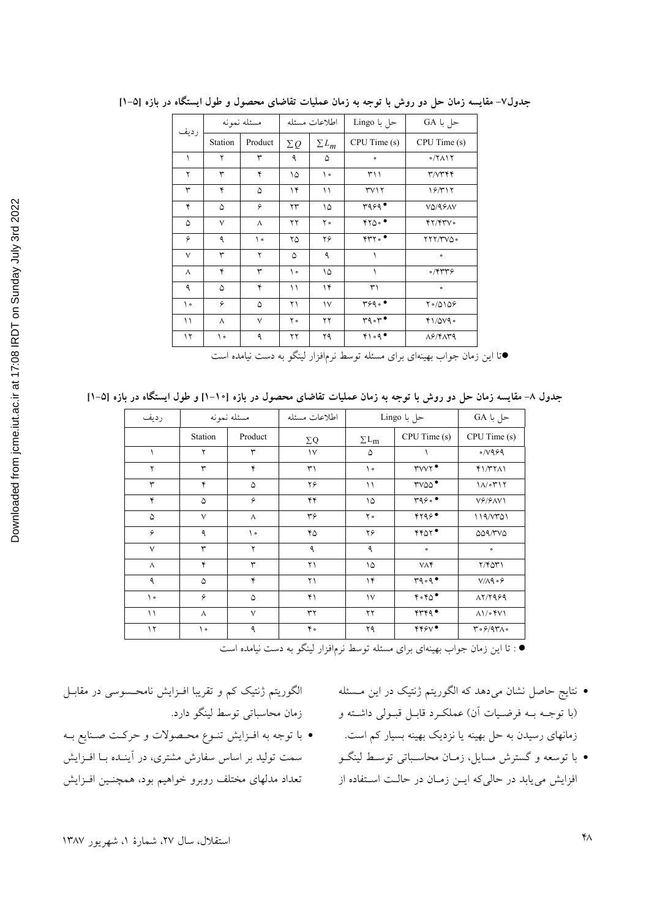جدول۷- مقایسه زمان حل دو روش با توجه به زمان عملیات تقاضای محصول و طول ایستگاه در بازه [۵-۱]

| ردیف | مسئله نمونه | | اطلاعات مسئله | | حل با Lingo | حل با GA |
|---|---|---|---|---|---|---|
| | Station | Product | $\sum Q$ | $\sum L_m$ | CPU Time (s) | CPU Time (s) |
| ۱ | ۲ | ۳ | ۹ | ۵ | ۰ | ۰/۲۸۱۲ |
| ۲ | ۳ | ۴ | ۱۵ | ۱۰ | ۳۱۱ | ۳/۷۳۴۴ |
| ۳ | ۴ | ۵ | ۱۴ | ۱۱ | ۳۷۱۲ | ۱۶/۳۱۲ |
| ۴ | ۵ | ۶ | ۲۳ | ۱۵ | ۳۹۶۹● | ۷۵/۹۶۸۷ |
| ۵ | ۷ | ۸ | ۲۲ | ۲۰ | ۴۲۵۰● | ۴۲/۴۳۷۰ |
| ۶ | ۹ | ۱۰ | ۲۵ | ۲۶ | ۴۳۲۰● | ۲۲۲/۳۷۵۰ |
| ۷ | ۳ | ۲ | ۵ | ۹ | ۱ | ۰ |
| ۸ | ۴ | ۳ | ۱۰ | ۱۵ | ۱ | ۰/۴۳۳۶ |
| ۹ | ۵ | ۴ | ۱۱ | ۱۴ | ۳۱ | ۰ |
| ۱۰ | ۶ | ۵ | ۲۱ | ۱۷ | ۳۶۹۰● | ۲۰/۵۱۵۶ |
| ۱۱ | ۸ | ۷ | ۲۰ | ۲۲ | ۳۹۰۳● | ۴۱/۵۷۹۰ |
| ۱۲ | ۱۰ | ۹ | ۲۲ | ۲۹ | ۴۱۰۹● | ۸۶/۴۸۳۹ |

●تا این زمان جواب بهینه‌ای برای مسئله توسط نرم‌افزار لینگو به دست نیامده است

جدول ۸- مقایسه زمان حل دو روش با توجه به زمان عملیات تقاضای محصول در بازه [۱۰-۱] و طول ایستگاه در بازه [۵-۱]

| ردیف | مسئله نمونه | | اطلاعات مسئله | حل با Lingo | | حل با GA |
|---|---|---|---|---|---|---|
| | Station | Product | $\sum Q$ | $\sum L_m$ | CPU Time (s) | CPU Time (s) |
| ۱ | ۲ | ۳ | ۱۷ | ۵ | ۱ | ۰/۷۹۶۹ |
| ۲ | ۳ | ۴ | ۳۱ | ۱۰ | ۳۷۷۲● | ۴۱/۳۲۸۱ |
| ۳ | ۴ | ۵ | ۲۶ | ۱۱ | ۳۷۵۵● | ۱۸/۰۳۱۲ |
| ۴ | ۵ | ۶ | ۴۴ | ۱۵ | ۳۹۶۰● | ۷۶/۶۸۷۱ |
| ۵ | ۷ | ۸ | ۳۶ | ۲۰ | ۴۲۹۶● | ۱۱۹/۷۳۵۱ |
| ۶ | ۹ | ۱۰ | ۴۵ | ۲۶ | ۴۴۵۲● | ۵۵۹/۳۷۵ |
| ۷ | ۳ | ۲ | ۹ | ۹ | ۰ | ۰ |
| ۸ | ۴ | ۳ | ۲۱ | ۱۵ | ۷۸۴ | ۲/۴۵۳۱ |
| ۹ | ۵ | ۴ | ۲۱ | ۱۴ | ۳۹۰۹● | ۷/۸۹۰۶ |
| ۱۰ | ۶ | ۵ | ۴۱ | ۱۷ | ۴۰۴۵● | ۸۲/۲۹۶۹ |
| ۱۱ | ۸ | ۷ | ۳۲ | ۲۲ | ۴۳۴۹● | ۸۱/۰۴۷۱ |
| ۱۲ | ۱۰ | ۹ | ۴۰ | ۲۹ | ۴۴۶۷● | ۳۰۶/۹۳۸۰ |

● : تا این زمان جواب بهینه‌ای برای مسئله توسط نرم‌افزار لینگو به دست نیامده است

- نتایج حاصل نشان می‌دهد که الگوریتم ژنتیک در این مسئله (با توجه به فرضیات آن) عملکرد قابل قبولی داشته و زمانهای رسیدن به حل بهینه یا نزدیک بهینه بسیار کم است.
- با توسعه و گسترش مسایل، زمان محاسباتی توسط لینگو افزایش می‌یابد در حالی‌که این زمان در حالت استفاده از الگوریتم ژنتیک کم و تقریبا افزایش نامحسوسی در مقابل زمان محاسباتی توسط لینگو دارد.
- با توجه به افزایش تنوع محصولات و حرکت صنایع به سمت تولید بر اساس سفارش مشتری، در آینده با افزایش تعداد مدلهای مختلف روبرو خواهیم بود، همچنین افزایش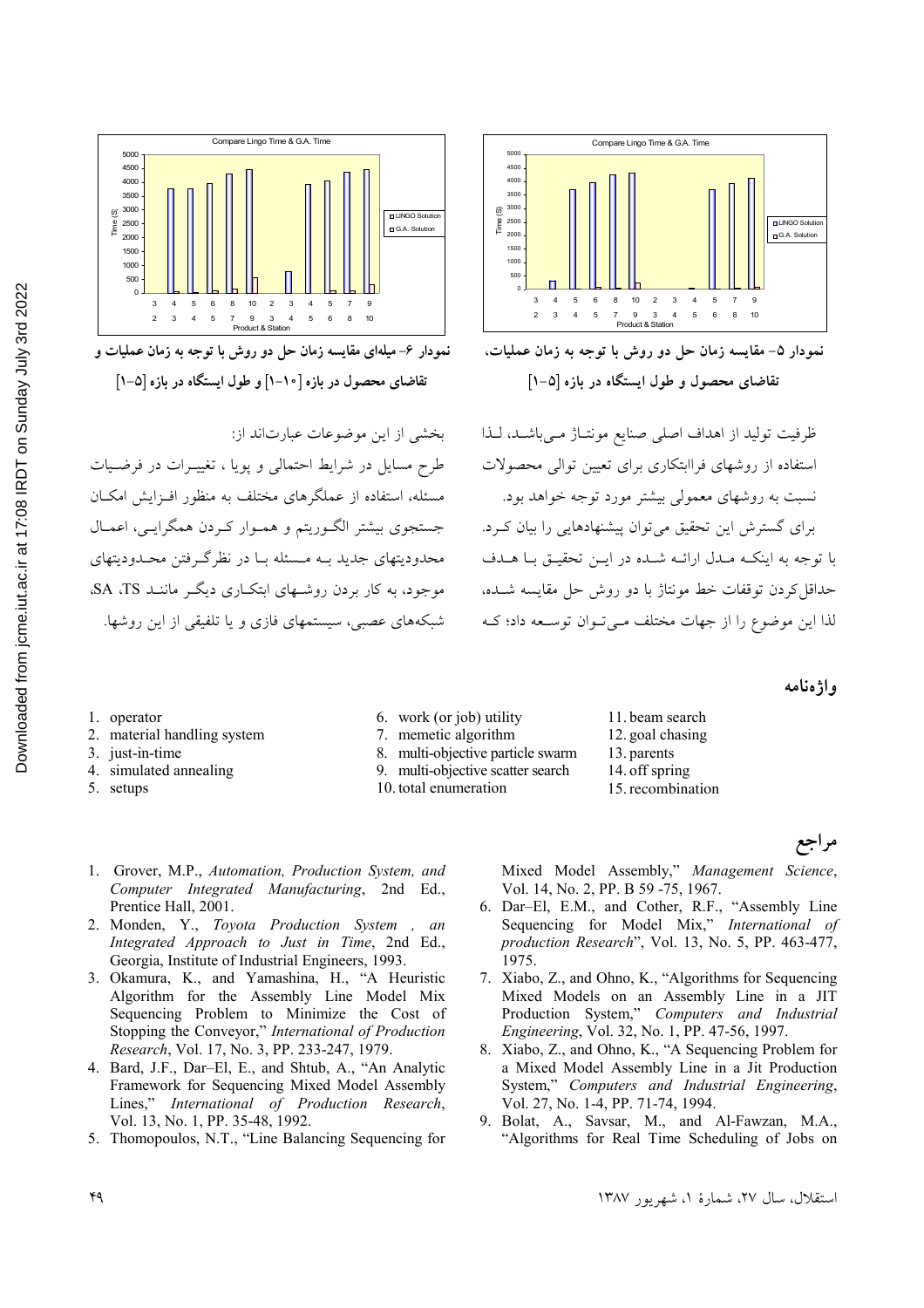نمودار ۵- مقایسه زمان حل دو روش با توجه به زمان عملیات، تقاضای محصول و طول ایستگاه در بازه [۵-۱]

نمودار ۶- میله‌ای مقایسه زمان حل دو روش با توجه به زمان عملیات و تقاضای محصول در بازه [۱۰-۱] و طول ایستگاه در بازه [۵-۱]

ظرفیت تولید از اهداف اصلی صنایع مونتـاژ مـی‌باشـد، لـذا استفاده از روشهای فراابتکاری برای تعیین توالی محصولات نسبت به روشهای معمولی بیشتر مورد توجه خواهد بود.

برای گسترش این تحقیق می‌توان پیشنهادهایی را بیان کـرد. با توجه به اینکـه مـدل ارائـه شـده در ایـن تحقیـق بـا هـدف حداقل‌کردن توقفات خط مونتاژ با دو روش حل مقایسه شـده، لذا این موضوع را از جهات مختلف مـی‌تـوان توسـعه داد؛ کـه بخشی از این موضوعات عبارت‌اند از:

طرح مسایل در شرایط احتمالی و پویا ، تغییـرات در فرضـیات مسئله، استفاده از عملگرهای مختلف به منظور افـزایش امکـان جستجوی بیشتر الگـوریتم و همـوار کـردن همگرایـی، اعمـال محدودیتهای جدید بـه مـسئله بـا در نظرگـرفتن محـدودیتهای موجود، به کار بردن روشـهای ابتکـاری دیگـر ماننـد SA ،TS، شبکه‌های عصبی، سیستمهای فازی و یا تلفیقی از این روشها.

## واژه‌نامه

1. operator
2. material handling system
3. just-in-time
4. simulated annealing
5. setups
6. work (or job) utility
7. memetic algorithm
8. multi-objective particle swarm
9. multi-objective scatter search
10. total enumeration
11. beam search
12. goal chasing
13. parents
14. off spring
15. recombination

## مراجع

1. Grover, M.P., *Automation, Production System, and Computer Integrated Manufacturing*, 2nd Ed., Prentice Hall, 2001.
2. Monden, Y., *Toyota Production System , an Integrated Approach to Just in Time*, 2nd Ed., Georgia, Institute of Industrial Engineers, 1993.
3. Okamura, K., and Yamashina, H., "A Heuristic Algorithm for the Assembly Line Model Mix Sequencing Problem to Minimize the Cost of Stopping the Conveyor," *International of Production Research*, Vol. 17, No. 3, PP. 233-247, 1979.
4. Bard, J.F., Dar–El, E., and Shtub, A., "An Analytic Framework for Sequencing Mixed Model Assembly Lines," *International of Production Research*, Vol. 13, No. 1, PP. 35-48, 1992.
5. Thomopoulos, N.T., "Line Balancing Sequencing for Mixed Model Assembly," *Management Science*, Vol. 14, No. 2, PP. B 59 -75, 1967.
6. Dar–El, E.M., and Cother, R.F., "Assembly Line Sequencing for Model Mix," *International of production Research*", Vol. 13, No. 5, PP. 463-477, 1975.
7. Xiabo, Z., and Ohno, K., "Algorithms for Sequencing Mixed Models on an Assembly Line in a JIT Production System," *Computers and Industrial Engineering*, Vol. 32, No. 1, PP. 47-56, 1997.
8. Xiabo, Z., and Ohno, K., "A Sequencing Problem for a Mixed Model Assembly Line in a Jit Production System," *Computers and Industrial Engineering*, Vol. 27, No. 1-4, PP. 71-74, 1994.
9. Bolat, A., Savsar, M., and Al-Fawzan, M.A., "Algorithms for Real Time Scheduling of Jobs on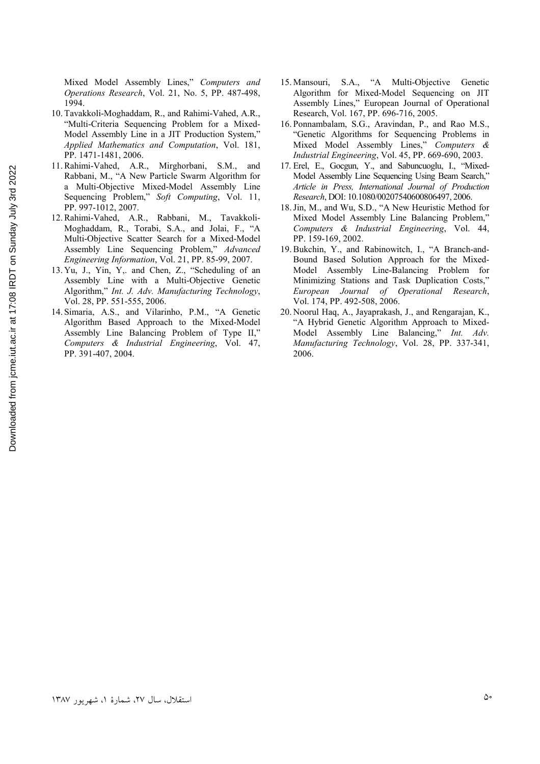Mixed Model Assembly Lines," *Computers and Operations Research*, Vol. 21, No. 5, PP. 487-498, 1994.

10. Tavakkoli-Moghaddam, R., and Rahimi-Vahed, A.R., "Multi-Criteria Sequencing Problem for a Mixed-Model Assembly Line in a JIT Production System," *Applied Mathematics and Computation*, Vol. 181, PP. 1471-1481, 2006.
11. Rahimi-Vahed, A.R., Mirghorbani, S.M., and Rabbani, M., "A New Particle Swarm Algorithm for a Multi-Objective Mixed-Model Assembly Line Sequencing Problem," *Soft Computing*, Vol. 11, PP. 997-1012, 2007.
12. Rahimi-Vahed, A.R., Rabbani, M., Tavakkoli-Moghaddam, R., Torabi, S.A., and Jolai, F., "A Multi-Objective Scatter Search for a Mixed-Model Assembly Line Sequencing Problem," *Advanced Engineering Information*, Vol. 21, PP. 85-99, 2007.
13. Yu, J., Yin, Y,. and Chen, Z., "Scheduling of an Assembly Line with a Multi-Objective Genetic Algorithm," *Int. J. Adv. Manufacturing Technology*, Vol. 28, PP. 551-555, 2006.
14. Simaria, A.S., and Vilarinho, P.M., "A Genetic Algorithm Based Approach to the Mixed-Model Assembly Line Balancing Problem of Type II," *Computers & Industrial Engineering*, Vol. 47, PP. 391-407, 2004.
15. Mansouri, S.A., "A Multi-Objective Genetic Algorithm for Mixed-Model Sequencing on JIT Assembly Lines," European Journal of Operational Research, Vol. 167, PP. 696-716, 2005.
16. Ponnambalam, S.G., Aravindan, P., and Rao M.S., "Genetic Algorithms for Sequencing Problems in Mixed Model Assembly Lines," *Computers & Industrial Engineering*, Vol. 45, PP. 669-690, 2003.
17. Erel, E., Gocgun, Y., and Sabuncuoglu, I., "Mixed-Model Assembly Line Sequencing Using Beam Search," *Article in Press, International Journal of Production Research*, DOI: 10.1080/00207540600806497, 2006.
18. Jin, M., and Wu, S.D., "A New Heuristic Method for Mixed Model Assembly Line Balancing Problem," *Computers & Industrial Engineering*, Vol. 44, PP. 159-169, 2002.
19. Bukchin, Y., and Rabinowitch, I., "A Branch-and-Bound Based Solution Approach for the Mixed-Model Assembly Line-Balancing Problem for Minimizing Stations and Task Duplication Costs," *European Journal of Operational Research*, Vol. 174, PP. 492-508, 2006.
20. Noorul Haq, A., Jayaprakash, J., and Rengarajan, K., "A Hybrid Genetic Algorithm Approach to Mixed-Model Assembly Line Balancing," *Int. Adv. Manufacturing Technology*, Vol. 28, PP. 337-341, 2006.